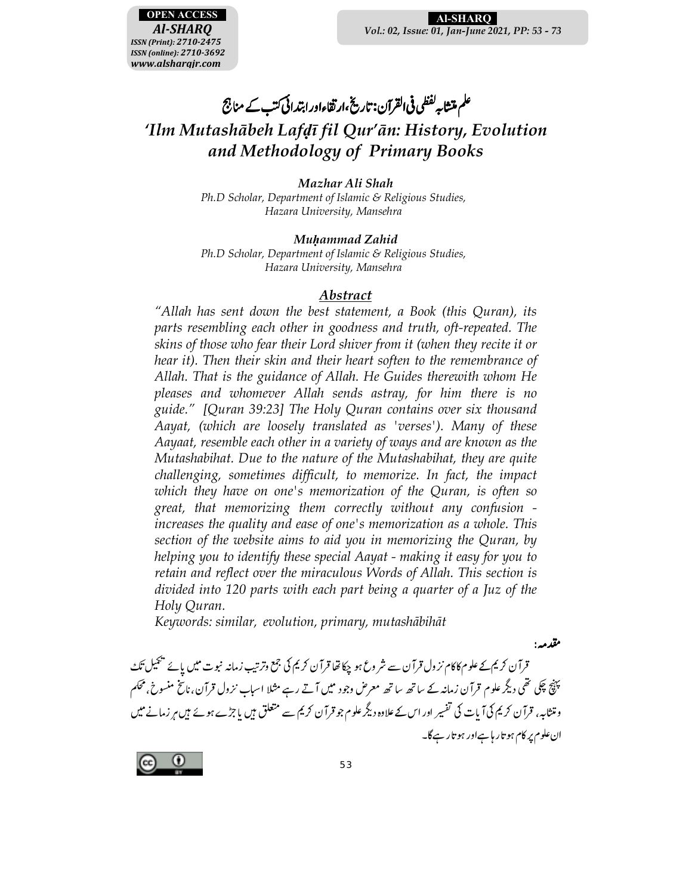# علم متشابہ لفظی فی القرآن: تاریخ، ارتقاء اور ابتدائی کتب کے مناہج

# *'Ilm Mutashābeh Lafḍī fil Qur'ān: History, Evolution and Methodology of Primary Books*

***Mazhar Ali Shah***
*Ph.D Scholar, Department of Islamic & Religious Studies, Hazara University, Mansehra*

***Muḥammad Zahid***
*Ph.D Scholar, Department of Islamic & Religious Studies, Hazara University, Mansehra*

## *Abstract*

*"Allah has sent down the best statement, a Book (this Quran), its parts resembling each other in goodness and truth, oft-repeated. The skins of those who fear their Lord shiver from it (when they recite it or hear it). Then their skin and their heart soften to the remembrance of Allah. That is the guidance of Allah. He Guides therewith whom He pleases and whomever Allah sends astray, for him there is no guide." [Quran 39:23] The Holy Quran contains over six thousand Aayat, (which are loosely translated as 'verses'). Many of these Aayaat, resemble each other in a variety of ways and are known as the Mutashabihat. Due to the nature of the Mutashabihat, they are quite challenging, sometimes difficult, to memorize. In fact, the impact which they have on one's memorization of the Quran, is often so great, that memorizing them correctly without any confusion - increases the quality and ease of one's memorization as a whole. This section of the website aims to aid you in memorizing the Quran, by helping you to identify these special Aayat - making it easy for you to retain and reflect over the miraculous Words of Allah. This section is divided into 120 parts with each part being a quarter of a Juz of the Holy Quran.*

Keywords: similar, evolution, primary, mutashābihāt

**مقدمہ:**

قرآن کریم کے علوم کا کام نزول قرآن سے شروع ہو چکا تھا قرآن کریم کی جمع وترتیب زمانہ نبوت میں پائے تکمیل تک پہنچ چکی تھی دیگر علوم قرآن زمانہ کے ساتھ ساتھ معرض وجود میں آتے رہے مثلا اسباب نزول قرآن، ناسخ منسوخ، محکم ومتشابہ، قرآن کریم کی آیات کی تفسیر اور اس کے علاوہ دیگر علوم جو قرآن کریم سے متعلق ہیں یا جڑے ہوئے ہیں ہر زمانے میں ان علوم پر کام ہوتا رہا ہے اور ہوتا رہے گا۔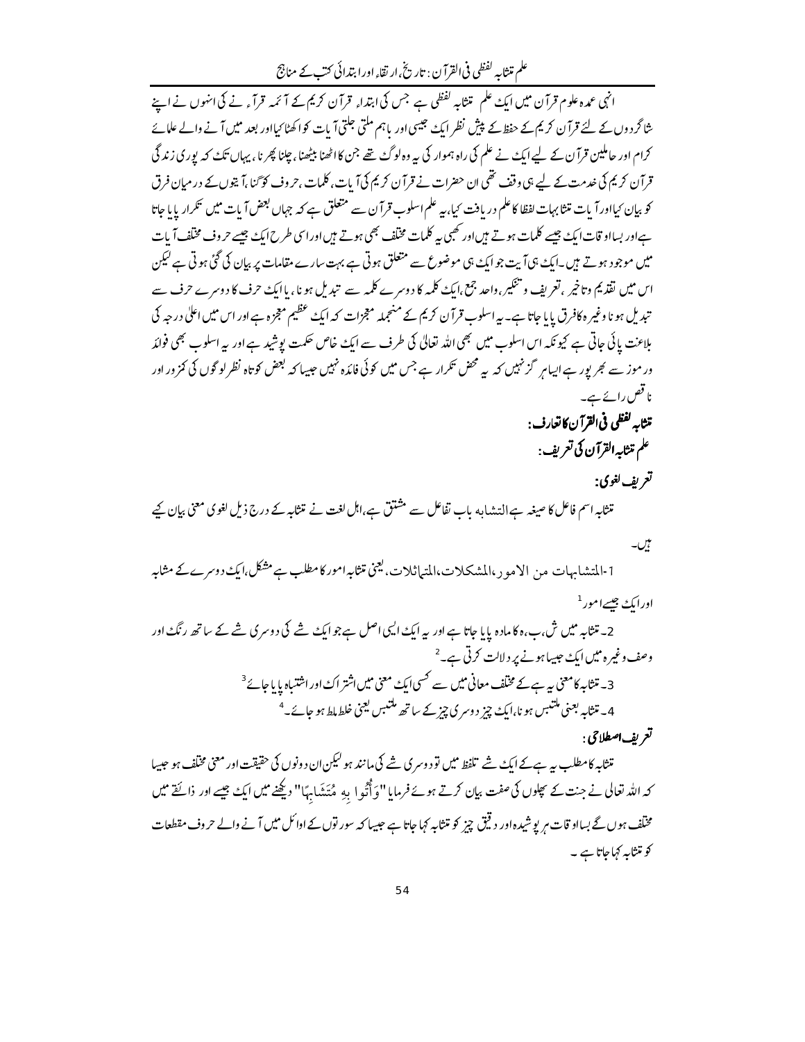انہی عمدہ علوم قرآن میں ایک علم متشابہ لفظی ہے جس کی ابتداء قرآن کریم کے آئمہ قرآء نے کی انہوں نے اپنے شاگردوں کے لئے قرآن کریم کے حفظ کے پیش نظر ایک جیسی اور باہم ملتی جلتی آیات کو اکٹھا کیا اور بعد میں آنے والے علمائے کرام اور حاملین قرآن کے لیے ایک نے علم کی راہ ہموار کی یہ وہ لوگ تھے جن کا اٹھنا بیٹھنا، چلنا پھرنا، یہاں تک کہ پوری زندگی قرآن کریم کی خدمت کے لیے ہی وقف تھی ان حضرات نے قرآن کریم کی آیات، کلمات، حروف کو گنا، آیتوں کے درمیان فرق کو بیان کیا اور آیات متشابہات لفظا کا علم دریافت کیا، یہ علم اسلوب قرآن سے متعلق ہے کہ جہاں بعض آیات میں تکرار پایا جاتا ہے اور بسا اوقات ایک جیسے کلمات ہوتے ہیں اور کبھی یہ کلمات مختلف بھی ہوتے ہیں اور اسی طرح ایک جیسے حروف مختلف آیات میں موجود ہوتے ہیں۔ایک ہی آیت جو ایک ہی موضوع سے متعلق ہوتی ہے بہت سارے مقامات پر بیان کی گئی ہوتی ہے لیکن اس میں تقدیم و تاخیر، تعریف و تنکیر، واحد جمع، ایک کلمہ کا دوسرے کلمہ سے تبدیل ہونا، یا ایک حرف کا دوسرے حرف سے تبدیل ہونا وغیرہ کا فرق پایا جاتا ہے۔یہ اسلوب قرآن کریم کے منجملہ معجزات کہ ایک عظیم معجزہ ہے اور اس میں اعلیٰ درجہ کی بلاغت پائی جاتی ہے کیونکہ اس اسلوب میں بھی اللہ تعالیٰ کی طرف سے ایک خاص حکمت پوشید ہے اور یہ اسلوب بھی فوائد و رموز سے بھر پور ہے ایسا ہر گز نہیں کہ یہ محض تکرار ہے جس میں کوئی فائدہ نہیں جیسا کہ بعض کوتاہ نظر لوگوں کی کمزور اور ناقص رائے ہے۔

**متشابہ لفظی فی القرآن کا تعارف:**

**علم متشابہ القرآن کی تعریف:**

**تعریف لغوی:**

متشابہ اسم فاعل کا صیغہ ہے التشابہ باب تفاعل سے مشتق ہے، اہل لغت نے متشابہ کے درج ذیل لغوی معنی بیان کیے ہیں۔

1-المتشابہات من الامور،المشکلات،المتماثلات، یعنی متشابہ امور کا مطلب ہے مشکل، ایک دوسرے کے مشابہ اور ایک جیسے امور[1]

2۔ متشابہ میں ش،ب،ہ کا مادہ پایا جاتا ہے اور یہ ایک ایسی اصل ہے جو ایک شے کی دوسری شے کے ساتھ رنگ اور وصف وغیرہ میں ایک جیسا ہونے پر دلالت کرتی ہے۔[2]

3۔ متشابہ کا معنی یہ ہے کے مختلف معانی میں سے کسی ایک معنی میں اشتراک اور اشتباہ پایا جائے[3]

4۔ متشابہ بمعنی ملتبس ہونا، ایک چیز دوسری چیز کے ساتھ ملتبس یعنی خلط ملط ہو جائے۔[4]

**تعریف اصطلاحی:**

متشابہ کا مطلب یہ ہے کے ایک شے تلفظ میں تو دوسری شے کی مانند ہو لیکن ان دونوں کی حقیقت اور معنی مختلف ہو جیسا کہ اللہ تعالی نے جنت کے پھلوں کی صفت بیان کرتے ہوئے فرمایا "وَأُتُوا بِهِ مُتَشَابِهًا" دیکھنے میں ایک جیسے اور ذائقے میں مختلف ہوں گے بسا اوقات ہر پوشیدہ اور دقیق چیز کو متشابہ کہا جاتا ہے جیسا کہ سورتوں کے اوائل میں آنے والے حروف مقطعات کو متشابہ کہا جاتا ہے۔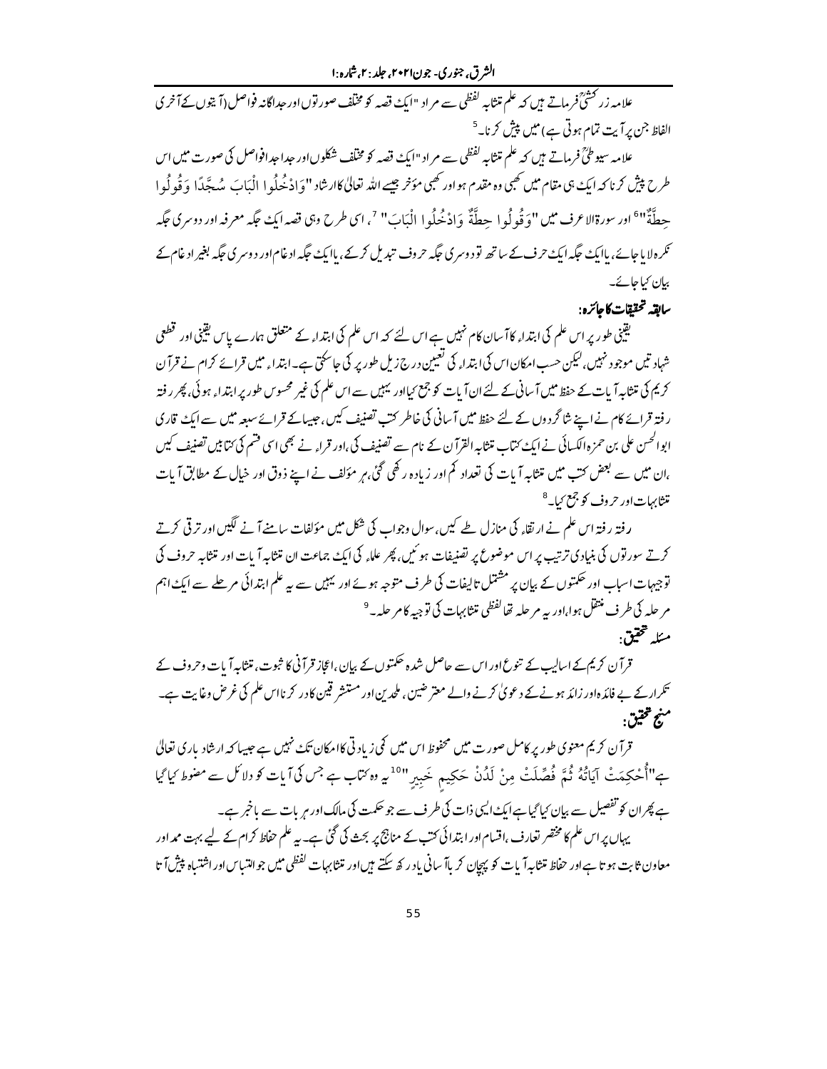علامہ زرکشیؒ فرماتے ہیں کہ علم تشابہ لفظی سے مراد "ایک قصہ کو مختلف صورتوں اور جداگانہ فواصل (آیتوں کے آخری الفاظ جن پر آیت تمام ہوتی ہے) میں پیش کرنا۔[5]

علامہ سیوطیؒ فرماتے ہیں کہ علم تشابہ لفظی سے مراد "ایک قصہ کو مختلف شکلوں اور جدا جدا فواصل کی صورت میں اس طرح پیش کرنا کہ ایک ہی مقام میں کبھی وہ مقدم ہو اور کبھی مؤخر جیسے اللہ تعالیٰ کا ارشاد "وَادْخُلُوا الْبَابَ سُجَّدًا وَقُولُوا حِطَّةٌ"[6] اور سورۃ الاعرف میں "وَقُولُوا حِطَّةٌ وَادْخُلُوا الْبَابَ"[7]، اسی طرح وہی قصہ ایک جگہ معرفہ اور دوسری جگہ نکرہ لایا جائے، یا ایک جگہ ایک حرف کے ساتھ تو دوسری جگہ حروف تبدیل کرکے، یا ایک جگہ ادغام اور دوسری جگہ بغیر ادغام کے بیان کیا جائے۔

**سابقہ تحقیقات کا جائزہ:**

یقینی طور پر اس علم کی ابتداء کا آسان کام نہیں ہے اس لئے کہ اس علم کی ابتداء کے متعلق ہمارے پاس یقینی اور قطعی شہادتیں موجود نہیں، لیکن حسب امکان اس کی ابتداء کی تعیین درج ذیل طور پر کی جاسکتی ہے۔ ابتداء میں قرائے کرام نے قرآن کریم کی تشابہ آیات کے حفظ میں آسانی کے لئے ان آیات کو جمع کیا اور یہیں سے اس علم کی غیر محسوس طور پر ابتداء ہوئی، پھر رفتہ رفتہ قرائے کام نے اپنے شاگردوں کے لئے حفظ میں آسانی کی خاطر کتب تصنیف کیں، جیساکہ قرائے سبعہ میں سے ایک قاری ابوالحسن علی بن حمزہ الکسائی نے ایک کتاب تشابہ القرآن کے نام سے تصنیف کی، اور قراء نے بھی اسی قسم کی کتابیں تصنیف کیں، ان میں سے بعض کتب میں تشابہ آیات کی تعداد کم اور زیادہ رکھی گئی، ہر مؤلف نے اپنے ذوق اور خیال کے مطابق آیات تشابہات اور حروف کو جمع کیا۔[8]

رفتہ رفتہ اس علم نے ارتقاء کی منازل طے کیں، سوال وجواب کی شکل میں مؤلفات سامنے آنے لگیں اور ترقی کرتے کرتے سورتوں کی بنیادی ترتیب پر اس موضوع پر تصنیفات ہوئیں، پھر علماء کی ایک جماعت ان تشابہ آیات اور تشابہ حروف کی توجیہات اسباب اور حکمتوں کے بیان پر مشتمل تالیفات کی طرف متوجہ ہوئے اور یہیں سے یہ علم ابتدائی مرحلے سے ایک اہم مرحلہ کی طرف منتقل ہوا، اور یہ مرحلہ تھا لفظی تشابہات کی توجیہ کا مرحلہ۔[9]

**مسئلہ تحقیق:**

قرآن کریم کے اسالیب کے تنوع اور اس سے حاصل شدہ حکمتوں کے بیان، اعجاز قرآنی کا ثبوت، تشابہ آیات وحروف کے تکرار کے بے فائدہ اور زائد ہونے کے دعویٰ کرنے والے معترضین، ملحدین اور مستشرقین کا در کرنا اس علم کی غرض وغایت ہے۔

**منہج تحقیق:**

قرآن کریم معنوی طور پر کامل صورت میں محفوظ اس میں کمی زیادتی کا امکان تک نہیں ہے جیساکہ ارشاد باری تعالی ہے "أُحْكِمَتْ آيَاتُهُ ثُمَّ فُصِّلَتْ مِنْ لَدُنْ حَكِيمٍ خَبِيرٍ"[10] یہ وہ کتاب ہے جس کی آیات کو دلائل سے مضبوط کیا گیا ہے پھر ان کو تفصیل سے بیان کیا گیا ہے ایک ایسی ذات کی طرف سے جو حکمت کی مالک اور ہر بات سے باخبر ہے۔

یہاں پر اس علم کا مختصر تعارف، اقسام اور ابتدائی کتب کے مناہج پر بحث کی گئی ہے۔ یہ علم حفاظ کرام کے لیے بہت ممد اور معاون ثابت ہوتا ہے اور حفاظ تشابہ آیات کو پہچان کر باآسانی یاد رکھ سکتے ہیں اور تشابہات لفظی میں جو التباس اور اشتباہ پیش آتا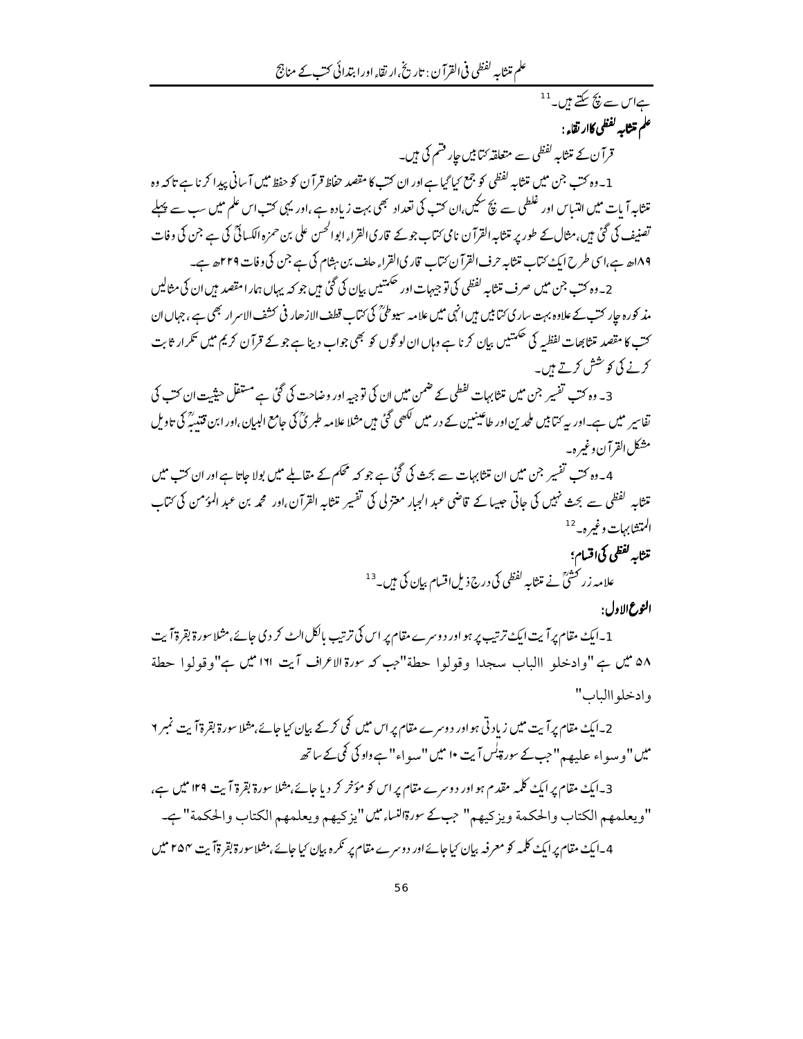ہےاس سے بچ سکتے ہیں۔[11]

**علم تشابہ لفظی کاارتقاء:**

قرآن کے تشابہ لفظی سے متعلقہ کتابیں چار قسم کی ہیں۔

1۔وہ کتب جن میں تشابہ لفظی کو جمع کیا گیا ہے اور ان کتب کا مقصد حفاظ قرآن کو حفظ میں آسانی پیدا کرنا ہے تاکہ وہ تشابہ آیات میں التباس اور غلطی سے بچ سکیں،ان کتب کی تعداد بھی بہت زیادہ ہے،اور یہی کتب اس علم میں سب سے پہلے تصنیف کی گئی ہیں،مثال کے طور پر تشابہ القرآن نامی کتاب جوکے قاری القراء ابوالحسن علی بن حمزہ الکسائیؒ کی ہے جن کی وفات ۱۸۹ھ ہے،اسی طرح ایک کتاب تشابہ حرف القرآن کتاب قاری القراء حلف بن ہشام کی ہے جن کی وفات ۲۲۹ھ ہے۔

2۔وہ کتب جن میں صرف تشابہ لفظی کی توجیہات اور حکمتیں بیان کی گئی ہیں جوکہ یہاں ہمارا مقصد ہیں ان کی مثالیں مذکورہ چار کتب کے علاوہ بہت ساری کتابیں ہیں انہی میں علامہ سیوطیؒ کی کتاب قطف الازھار فی کشف الاسرار بھی ہے،جہاں ان کتب کا مقصد تشابھات لفظیہ کی حکمتیں بیان کرنا ہے وہاں ان لوگوں کو بھی جواب دینا ہے جوکے قرآن کریم میں تکرار ثابت کرنے کی کوشش کرتے ہیں۔

3۔وہ کتب تفسیر جن میں تشابہات لفظی کے ضمن میں ان کی توجیہ اور وضاحت کی گئی ہے مستقل حیثیت ان کتب کی تفاسیر میں ہے۔اور یہ کتابیں ملحدین اور طاعنین کے در میں لکھی گئی ہیں مثلا علامہ طبریؒ کی جامع البیان،اور ابن قتیبہؒ کی تاویل مشکل القرآن وغیرہ۔

4۔وہ کتب تفسیر جن میں ان تشابہات سے بحث کی گئی ہے جوکہ محکم کے مقابلے میں بولا جاتا ہے اور ان کتب میں تشابہ لفظی سے بحث نہیں کی جاتی جیسا کے قاضی عبد الجبار معتزلی کی تفسیر تشابہ القرآن،اور محمد بن عبد المؤمن کی کتاب المتشابہات وغیرہ۔[12]

**تشابہ لفظی کی اقسام؛**

علامہ زرکشیؒ نے تشابہ لفظی کی درج ذیل اقسام بیان کی ہیں۔[13]

**النوع الاول:**

1۔ایک مقام پر آیت ایک ترتیب پر ہو اور دوسرے مقام پر اس کی ترتیب بالکل الٹ کر دی جائے،مثلا سورۃ بقرۃ آیت ۵۸ میں ہے "وادخلو االباب سجدا وقولوا حطۃ"جب کہ سورۃ الاعراف آیت ۱۶۱ میں ہے"وقولوا حطۃ وادخلواالباب"

2۔ایک مقام پر آیت میں زیادتی ہو اور دوسرے مقام پر اس میں کمی کرکے بیان کیا جائے،مثلا سورۃ بقرۃ آیت نمبر ۶ میں"وسواء علیھم"جب کے سوریٰس آیت ۱۰ میں"سواء"ہے واو کی کمی کے ساتھ

3۔ایک مقام پر ایک کلمہ مقدم ہو اور دوسرے مقام پر اس کو مؤخر کر دیا جائے،مثلا سورۃ بقرۃ آیت ۱۲۹ میں ہے، "ویعلمھم الکتاب والحکمۃ ویزکیھم" جب کے سورۃالنساء میں"یزکیھم ویعلمھم الکتاب والحکمۃ"ہے۔

4۔ایک مقام پر ایک کلمہ کو معرفہ بیان کیا جائے اور دوسرے مقام پر نکرہ بیان کیا جائے،مثلا سورۃ بقرۃ آیت ۲۵۴ میں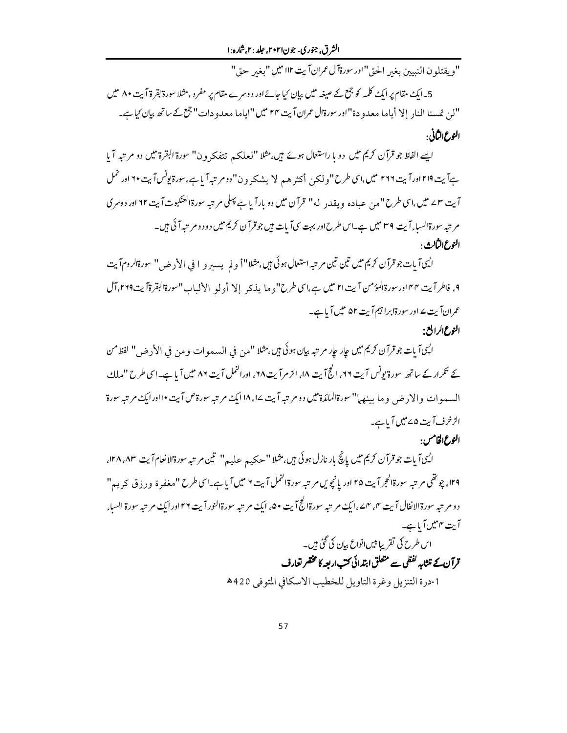"ويقتلون النبيين بغير الحق" اور سورۃ آل عمران آیت ۱۱۲ میں "بغير حق"

5۔ایک مقام پر ایک کلمہ کو جمع کے صیغہ میں بیان کیا جائے اور دوسرے مقام پر مفرد، مثلا سورۃ بقرۃ آیت ۸۰ میں "لن تمسنا النار إلا أياما معدودة" اور سورۃ آل عمران آیت ۲۴ میں "اياما معدودات" جمع کے ساتھ بیان کیا ہے۔

### النوع الثانی:

ایسے الفاظ جو قرآن کریم میں دو بار استعمال ہوئے ہیں، مثلا "لعلكم تتفكرون" سورۃ البقرۃ میں دو مرتبہ آیا ہے آیت ۲۱۹ اور آیت ۲۶۶ میں، اسی طرح "ولكن أكثرهم لا يشكرون" دو مرتبہ آیا ہے، سورۃ یونس آیت ۶۰ اور نمل آیت ۷۳ میں، اسی طرح "من عباده ويقدر له" قرآن میں دو بار آیا ہے پہلی مرتبہ سورۃ العنکبوت آیت ۶۲ اور دوسری مرتبہ سورۃ السباء آیت ۳۹ میں ہے۔ اس طرح اور بہت سی آیات ہیں جو قرآن کریم میں دو دو مرتبہ آئی ہیں۔

### النوع الثالث:

ایسی آیات جو قرآن کریم میں تین تین مرتبہ استعمال ہوئی ہیں، مثلا "أولم يسيروا في الأرض" سورۃ الروم آیت ۹، فاطر آیت ۴۴ اور سورۃ المؤمن آیت ۲۱ میں ہے، اسی طرح "وما يذكر إلا أولو الألباب" سورۃ البقرۃ آیت ۲۶۹، آل عمران آیت ۷ اور سورۃ ابراہیم آیت ۵۲ میں آیا ہے۔

### النوع الرابع:

ایسی آیات جو قرآن کریم میں چار چار مرتبہ بیان ہوئی ہیں، مثلا "من في السموات ومن في الأرض" لفظ من کے تکرار کے ساتھ سورۃ یونس آیت ۶۶، الحج آیت ۱۸، الزمر آیت ۶۸، اور النمل آیت ۸۶ میں آیا ہے۔ اسی طرح "ملك السموات والارض وما بينهما" سورۃ المائدۃ میں دو مرتبہ آیت ۱۷، ۱۸ ایک مرتبہ سورۃ ص آیت ۱۰ اور ایک مرتبہ سورۃ الزخرف آیت ۸۵ میں آیا ہے۔

### النوع الخامس:

ایسی آیات جو قرآن کریم میں پانچ بار نازل ہوئی ہیں، مثلا "حكيم عليم" تین مرتبہ سورۃ الانعام آیت ۸۳، ۱۲۸، ۱۳۹، چوتھی مرتبہ سورۃ الحجر آیت ۲۵ اور پانچویں مرتبہ سورۃ النمل آیت ۶ میں آیا ہے۔ اسی طرح "مغفرة ورزق كريم" دو مرتبہ سورۃ الانفال آیت ۴، ۷۴، ایک مرتبہ سورۃ الحج آیت ۵۰، ایک مرتبہ سورۃ النور آیت ۲۶ اور ایک مرتبہ سورۃ السباء آیت ۴ میں آیا ہے۔

اس طرح کی تقریبا بیس انواع بیان کی گئی ہیں۔

## قرآن کے تشابہ لفظی سے متعلق ابتدائی کتب اربعہ کا مختصر تعارف

1-درة التنزيل وغرة التاويل للخطيب الاسكافي المتوفى 420ھ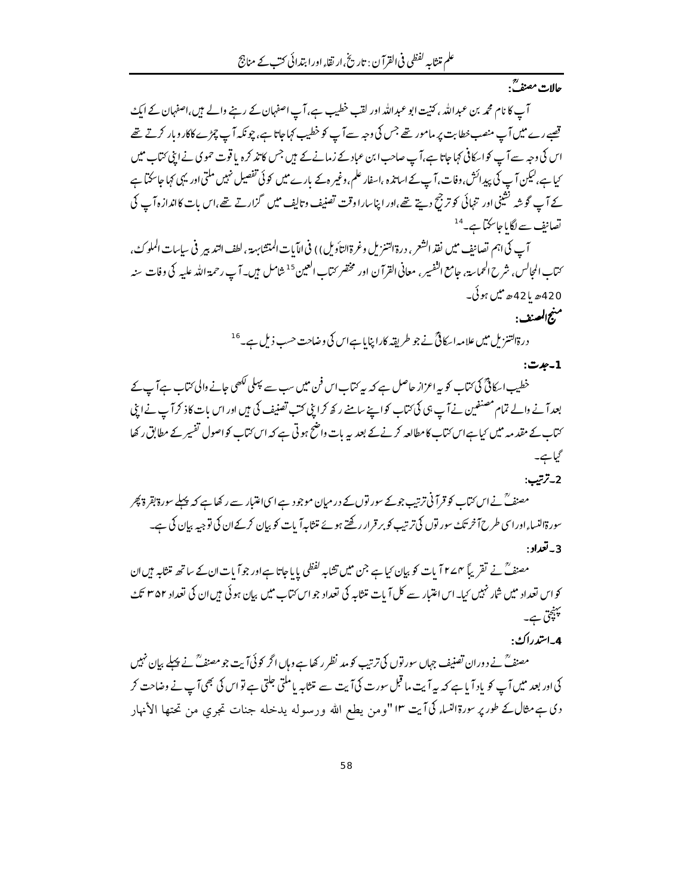### حالاتِ مصنفؒ:

آپ کا نام محمد بن عبداللہ، کنیت ابو عبداللہ اور لقب خطیب ہے، آپ اصفہان کے رہنے والے ہیں، اصفہان کے ایک قصبے رے میں آپ منصب خطابت پر مامور تھے جس کی وجہ سے آپ کو خطیب کہا جاتا ہے، چونکہ آپ چمڑے کا کاروبار کرتے تھے اس کی وجہ سے آپ کو اسکافی کہا جاتا ہے، آپ صاحب ابن عباد کے زمانے کے ہیں جس کا تذکرہ یاقوت حموی نے اپنی کتاب میں کیا ہے، لیکن آپ کی پیدائش، وفات، آپ کے اساتذہ، اسفار علم، وغیرہ کے بارے میں کوئی تفصیل نہیں ملتی اور یہی کہا جاسکتا ہے کہ آپ گوشہ نشینی اور تنہائی کو ترجیح دیتے تھے، اور اپنا سارا وقت تصنیف و تالیف میں گزارتے تھے، اس بات کا اندازہ آپ کی تصانیف سے لگایا جاسکتا ہے۔[14]

آپ کی اہم تصانیف میں نقد الشعر، درۃ التنزیل وغرۃ التأویل) فی الآیات المتشابهة، لطف التدبیر فی سیاسات الملوک، کتاب المجالس، شرح الحماسة، جامع التفسیر، معانی القرآن اور مختصر کتاب العین[15] شامل ہیں۔ آپ رحمۃ اللہ علیہ کی وفات سنہ 420ھ یا 421ھ میں ہوئی۔

### منہج المصنف:

درۃ التنزیل میں علامہ اسکافیؒ نے جو طریقہ کار اپنایا ہے اس کی وضاحت حسب ذیل ہے۔[16]

**1۔ جدت:**

خطیب اسکافیؒ کی کتاب کو یہ اعزاز حاصل ہے کہ یہ کتاب اس فن میں سب سے پہلی لکھی جانے والی کتاب ہے آپ کے بعد آنے والے تمام مصنفین نے آپ ہی کی کتاب کو اپنے سامنے رکھ کر اپنی کتب تصنیف کی ہیں اور اس بات کا ذکر آپ نے اپنی کتاب کے مقدمہ میں کیا ہے اس کتاب کا مطالعہ کرنے کے بعد یہ بات واضح ہوتی ہے کہ اس کتاب کو اصول تفسیر کے مطابق رکھا گیا ہے۔

**2۔ ترتیب:**

مصنفؒ نے اس کتاب کو قرآنی ترتیب جو کے سورتوں کے درمیان موجود ہے اسی اعتبار سے رکھا ہے کہ پہلے سورۃ بقرۃ پھر سورۃ النساء اور اسی طرح آخر تک سورتوں کی ترتیب کو برقرار رکھتے ہوئے متشابہ آیات کو بیان کرکے ان کی توجیہ بیان کی ہے۔

**3۔ تعداد:**

مصنفؒ نے تقریباً ۲۷۴ آیات کو بیان کیا ہے جن میں تشابہ لفظی پایا جاتا ہے اور جو آیات ان کے ساتھ متشابہ ہیں ان کو اس تعداد میں شمار نہیں کیا۔ اس اعتبار سے کل آیات متشابہ کی تعداد جو اس کتاب میں بیان ہوئی ہیں ان کی تعداد ۳۵۲ تک پہنچتی ہے۔

**4۔ استدراک:**

مصنفؒ نے دوران تصنیف جہاں سورتوں کی ترتیب کو مد نظر رکھا ہے وہاں اگر کوئی آیت جو مصنفؒ نے پہلے بیان نہیں کی اور بعد میں آپ کو یاد آیا ہے کہ یہ آیت ما قبل سورت کی آیت سے متشابہ یا ملتی جلتی ہے تو اس کی بھی آپ نے وضاحت کر دی ہے مثال کے طور پر سورۃ النساء کی آیت ۱۳ "ومن يطع الله ورسوله يدخله جنات تجري من تحتها الأنهار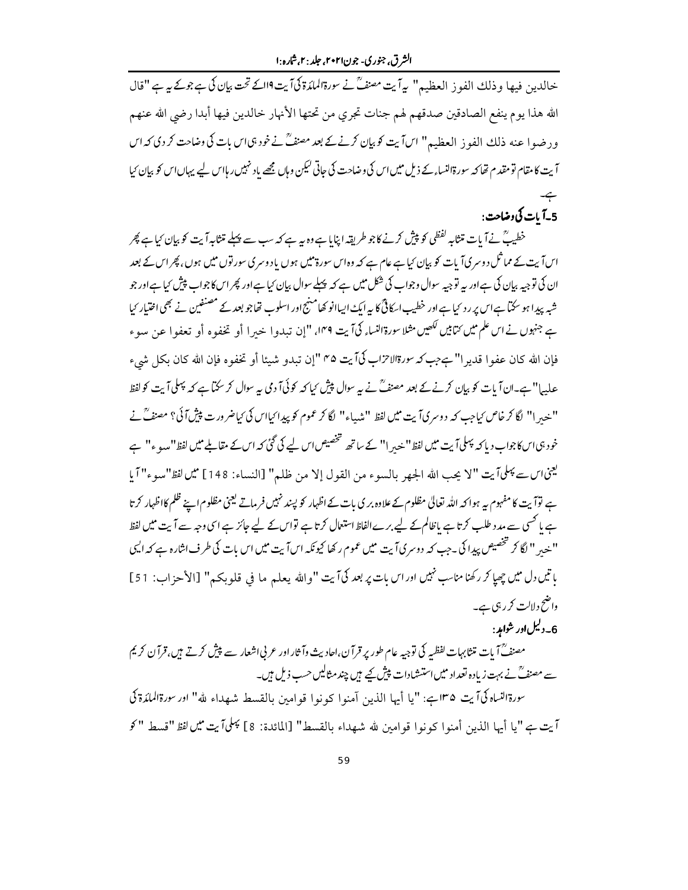خالدين فيها وذلك الفوز العظيم" یہ آیت مصنفؒ نے سورۃالمائدۃ کی آیت ۱۱۹ کے تحت بیان کی ہے جو کے یہ ہے "قال الله هذا يوم ينفع الصادقين صدقهم لهم جنات تجري من تحتها الأنهار خالدين فيها أبدا رضي الله عنهم ورضوا عنه ذلك الفوز العظيم" اس آیت کو بیان کرنے کے بعد مصنفؒ نے خود ہی اس بات کی وضاحت کر دی کہ اس آیت کا مقام تو مقدم تھا کہ سورۃالنساء کے ذیل میں اس کی وضاحت کی جاتی لیکن وہاں مجھے یاد نہیں رہا اس لیے یہاں اس کو بیان کیا ہے۔

### 5۔آیات کی وضاحت:

خطیبؒ نے آیات متشابہ لفظی کو پیش کرنے کا جو طریقہ اپنایا ہے وہ یہ ہے کہ سب سے پہلے متشابہ آیت کو بیان کیا ہے پھر اس آیت کے مماثل دوسری آیات کو بیان کیا ہے عام ہے کہ وہ اس سورۃ میں ہوں یا دوسری سورتوں میں ہوں، پھر اس کے بعد ان کی توجیہ بیان کی ہے اور یہ توجیہ سوال وجواب کی شکل میں ہے کہ پہلے سوال بیان کیا ہے اور پھر اس کا جواب پیش کیا ہے اور جو شبہ پیدا ہو سکتا ہے اس پر رد کیا ہے اور خطیب اسکافی کا یہ ایک ایسا انوکھا منہج اور اسلوب تھا جو بعد کے مصنفین نے بھی اختیار کیا ہے جنہوں نے اس علم میں کتابیں لکھیں مثلا سورۃالنساء کی آیت ۱۴۹، "إن تبدوا خيرا أو تخفوه أو تعفوا عن سوء فإن الله كان عفوا قديرا" ہے جب کہ سورۃالاحزاب کی آیت ۵۴ "إن تبدو شيئا أو تخفوه فإن الله كان بكل شيء عليما" ہے۔ان آیات کو بیان کرنے کے بعد مصنفؒ نے یہ سوال پیش کیا کہ کوئی آدمی یہ سوال کر سکتا ہے کہ پہلی آیت کو لفظ "خيرا" لگا کر خاص کیا جب کہ دوسری آیت میں لفظ "شياء" لگا کر عموم کو پیدا کیا اس کی کیا ضرورت پیش آئی؟ مصنفؒ نے خود ہی اس کا جواب دیا کہ پہلی آیت میں لفظ "خيرا" کے ساتھ تخصیص اس لیے کی گئی کہ اس کے مقابلے میں لفظ "سوء" ہے یعنی اس سے پہلی آیت "لا يحب الله الجهر بالسوء من القول إلا من ظلم" [النساء: 148] میں لفظ "سوء" آیا ہے تو آیت کا مفہوم یہ ہوا کہ اللہ تعالیٰ مظلوم کے علاوہ بری بات کے اظہار کو پسند نہیں فرماتے یعنی مظلوم اپنے ظلم کا اظہار کرتا ہے یا کسی سے مدد طلب کرتا ہے یا ظالم کے لیے برے الفاظ استعمال کرتا ہے تو اس کے لیے جائز ہے اسی وجہ سے آیت میں لفظ "خير" لگا کر تخصیص پیدا کی۔جب کہ دوسری آیت میں عموم رکھا کیونکہ اس آیت میں اس بات کی طرف اشارہ ہے کہ ایسی باتیں دل میں چھپا کر رکھنا مناسب نہیں اور اس بات پر بعد کی آیت "والله يعلم ما في قلوبكم" [الأحزاب: 51] واضح دلالت کر رہی ہے۔

### 6۔دلیل اور شواہد:

مصنفؒ آیات متشابہات لفظیہ کی توجیہ عام طور پر قرآن، احادیث وآثار اور عربی اشعار سے پیش کرتے ہیں، قرآن کریم سے مصنفؒ نے بہت زیادہ تعداد میں استشہادات پیش کیے ہیں چند مثالیں حسب ذیل ہیں۔

سورۃالنساء کی آیت ۱۳۵ ہے: "يا أيها الذين آمنوا كونوا قوامين بالقسط شهداء لله" اور سورۃالمائدۃ کی آیت ہے "يا أيها الذين أمنوا كونوا قوامين لله شهداء بالقسط" [المائدة: 8] پہلی آیت میں لفظ "قسط" کو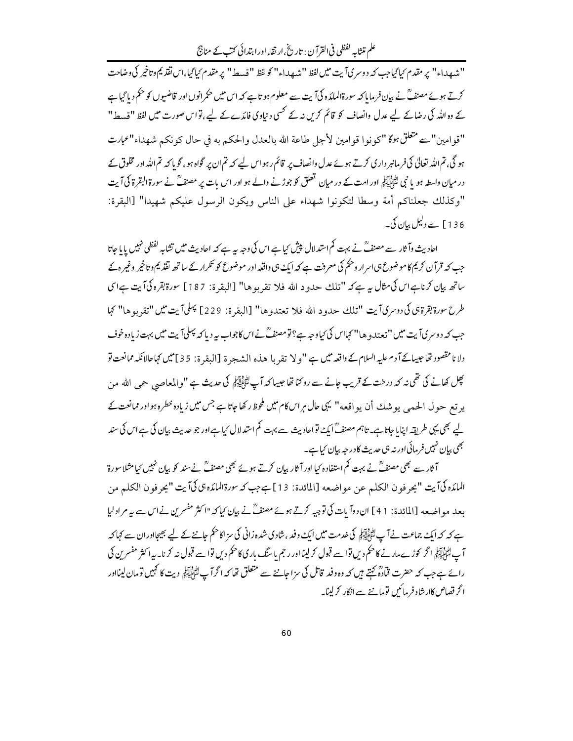"شهداء" پر مقدم کیا گیا جب کہ دوسری آیت میں لفظ "شهداء" کو لفظ "قسط" پر مقدم کیا گیا، اس تقدیم وتاخیر کی وضاحت کرتے ہوئے مصنفؒ نے بیان فرمایا کہ سورۃ المائدہ کی آیت سے معلوم ہوتا ہے کہ اس میں حکمرانوں اور قاضیوں کو حکم دیا گیا ہے کہ وہ اللہ کی رضا کے لیے عدل وانصاف کو قائم کریں نہ کہ کسی دنیاوی فائدے کے لیے، تو اس صورت میں لفظ "قسط" "قوامین" سے متعلق ہوگا "کونوا قوامین لأجل طاعة الله بالعدل والحکم به في حال کونکم شهداء" عبارت ہو گی، تم اللہ تعالیٰ کی فرمانبرداری کرتے ہوئے عدل وانصاف پر قائم رہو اس لیے کہ تم ان پر گواہ ہو، گویا کہ تم اللہ اور مخلوق کے درمیان واسطہ ہو یا نبی ﷺ اور امت کے درمیان تعلق کو جوڑنے والے ہو اور اس بات پر مصنفؒ نے سورۃ البقرۃ کی آیت "وکذلك جعلناکم أمة وسطا لتکونوا شهداء علی الناس ویکون الرسول علیکم شهیدا" [البقرۃ: 136] سے دلیل بیان کی۔

احادیث وآثار سے مصنفؒ نے بہت کم استدلال پیش کیا ہے اس کی وجہ یہ ہے کہ احادیث میں تشابہ لفظی نہیں پایا جاتا جب کہ قرآن کریم کا موضوع ہی اسرار وحکم کی معرفت ہے کہ ایک ہی واقعہ اور موضوع کو تکرار کے ساتھ تقدیم وتاخیر وغیرہ کے ساتھ بیان کرنا ہے اس کی مثال یہ ہے کہ "تلك حدود الله فلا تقربوها" [البقرۃ: 187] سورۃ بقرہ کی آیت ہے اسی طرح سورۃ بقرۃ ہی کی دوسری آیت "تلك حدود الله فلا تعتدوها" [البقرۃ: 229] پہلی آیت میں "تقربوها" کہا جب کہ دوسری آیت میں "تعتدوها" کہا اس کی کیا وجہ ہے؟ تو مصنفؒ نے اس کا جواب یہ دیا کہ پہلی آیت میں بہت زیادہ خوف دلانا مقصود تھا جیسا کہ آدم علیہ السلام کے واقعہ میں ہے "ولا تقربا هذه الشجرة [البقرۃ: 35] میں کہا حالانکہ ممانعت تو پھل کھانے کی تھی نہ کہ درخت کے قریب جانے سے روکنا تھا جیسا کہ آپ ﷺ کی حدیث ہے "والمعاصي حمى الله من يرتع حول الحمى يوشك أن يواقعه" یہی حال ہر اس کام میں ملحوظ رکھا جاتا ہے جس میں زیادہ خطرہ ہو اور ممانعت کے لیے بھی یہی طریقہ اپنایا جاتا ہے۔ تاہم مصنفؒ ایک تو احادیث سے بہت کم استدلال کیا ہے اور جو حدیث بیان کی ہے اس کی سند بھی بیان نہیں فرمائی اور نہ ہی حدیث کا درجہ بیان کیا ہے۔

آثار سے بھی مصنفؒ نے بہت کم استفادہ کیا اور آثار بیان کرتے ہوئے بھی مصنفؒ نے سند کو بیان نہیں کیا مثلا سورۃ المائدہ کی آیت "یحرفون الکلم عن مواضعه [المائدۃ: 13] ہے جب کہ سورۃ المائدہ ہی کی آیت "یحرفون الکلم من بعد مواضعه [المائدۃ: 41] ان دو آیات کی توجیہ کرتے ہوئے مصنفؒ نے بیان کیا کہ "اکثر مفسرین نے اس سے یہ مراد لیا ہے کہ کہ ایک جماعت نے آپ ﷺ کی خدمت میں ایک وفد، شادی شدہ زانی کی سزا کا حکم جاننے کے لیے بھیجا اور ان سے کہا کہ آپ ﷺ اگر کوڑے مارنے کا حکم دیں تو اسے قبول کر لینا اور رجم یا سنگ باری کا حکم دیں تو اسے قبول نہ کرنا۔ یہ اکثر مفسرین کی رائے ہے جب کہ حضرت قتادہؒ کہتے ہیں کہ وہ وفد قاتل کی سزا جاننے سے متعلق تھا کہ اگر آپ ﷺ دیت کا کہیں تو مان لینا اور اگر قصاص کا ارشاد فرمائیں تو ماننے سے انکار کر لینا۔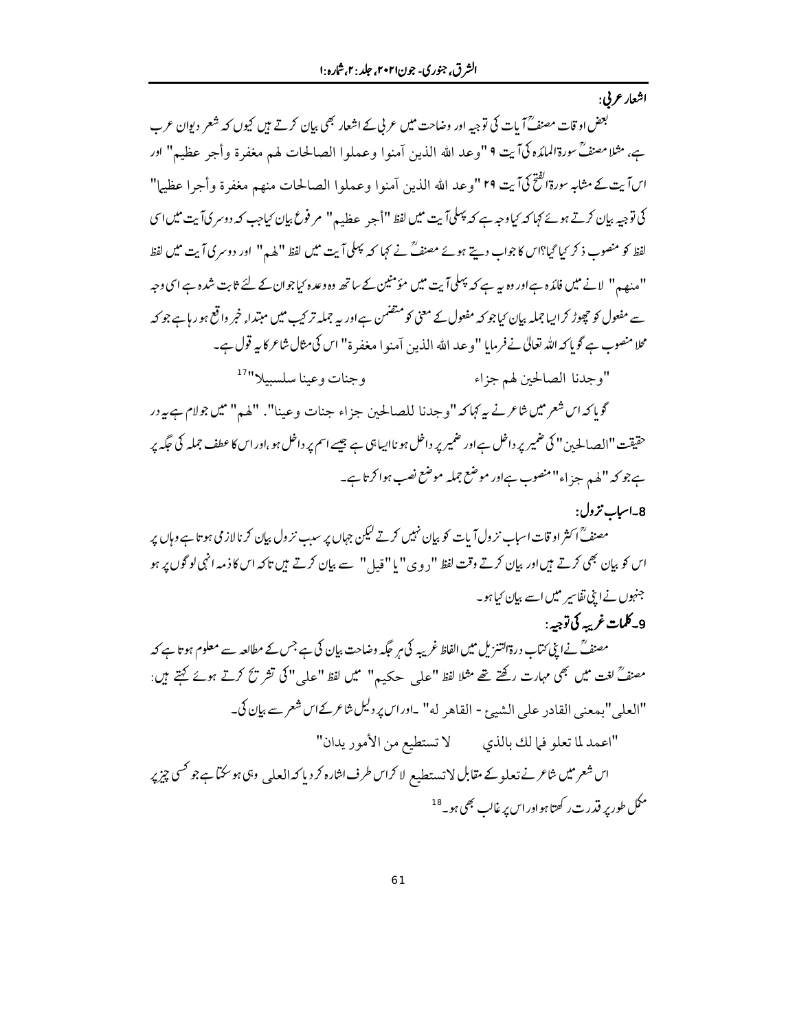**اشعار عربی:**

بعض اوقات مصنفؒ آیات کی توجیہ اور وضاحت میں عربی کے اشعار بھی بیان کرتے ہیں کیوں کہ شعر دیوان عرب ہے، مثلاً مصنفؒ سورۃ المائدہ کی آیت ۹ "وعد الله الذين آمنوا وعملوا الصالحات لهم مغفرة وأجر عظيم" اور اس آیت کے مشابہ سورۃ الفتح کی آیت ۲۹ "وعد الله الذين آمنوا وعملوا الصالحات منهم مغفرة وأجرا عظيما" کی توجیہ بیان کرتے ہوئے کہا کہ کیا وجہ ہے کہ پہلی آیت میں لفظ "أجر عظيم" مرفوع بیان کیا جب کہ دوسری آیت میں اسی لفظ کو منصوب ذکر کیا گیا؟ اس کا جواب دیتے ہوئے مصنفؒ نے کہا کہ پہلی آیت میں لفظ "لهم" اور دوسری آیت میں لفظ "منهم" لانے میں فائدہ ہے اور وہ یہ ہے کہ پہلی آیت میں مؤمنین کے ساتھ وہ وعدہ کیا جو ان کے لئے ثابت شدہ ہے اسی وجہ سے مفعول کو چھوڑ کر ایسا جملہ بیان کیا جو کہ مفعول کے معنی کو متضمن ہے اور یہ جملہ ترکیب میں مبتداء خبر واقع ہو رہا ہے جو کہ محلا منصوب ہے گویا کہ اللہ تعالیٰ نے فرمایا "وعد الله الذين آمنوا مغفرة" اس کی مثال شاعر کا یہ قول ہے۔

"وجدنا الصالحين لهم جزاء وجنات وعينا سلسبيلا"[17]

گویا کہ اس شعر میں شاعر نے یہ کہا کہ "وجدنا للصالحين جزاء جنات وعينا". "لهم" میں جو لام ہے یہ در حقیقت "الصالحين" کی ضمیر پر داخل ہے اور ضمیر پر داخل ہونا ایسا ہی ہے جیسے اسم پر داخل ہو، اور اس کا عطف جملہ کی جگہ پر ہے جو کہ "لهم جزاء" منصوب ہے اور موضع جملہ موضع نصب ہوا کرتا ہے۔

**8۔ اسباب نزول:**

مصنفؒ اکثر اوقات اسباب نزول آیات کو بیان نہیں کرتے لیکن جہاں پر سبب نزول بیان کرنا لازمی ہوتا ہے وہاں پر اس کو بیان بھی کرتے ہیں اور بیان کرتے وقت لفظ "روی" یا "قیل" سے بیان کرتے ہیں تاکہ اس کا ذمہ انہی لوگوں پر ہو جنہوں نے اپنی تفاسیر میں اسے بیان کیا ہو۔

**9۔ کلمات غریبہ کی توجیہ:**

مصنفؒ نے اپنی کتاب درۃ التنزیل میں الفاظ غریبہ کی ہر جگہ وضاحت بیان کی ہے جس کے مطالعہ سے معلوم ہوتا ہے کہ مصنفؒ لغت میں بھی مہارت رکھتے تھے مثلاً لفظ "علي حكيم" میں لفظ "علي" کی تشریح کرتے ہوئے کہتے ہیں:

"العلي" بمعنى القادر على الشيء - القاهر له" ۔ اور اس پر دلیل شاعر کے اس شعر سے بیان کی۔

"اعمد لما تعلو فما لك بالذي لا تستطيع من الأمور يدان"

اس شعر میں شاعر نے تعلو کے مقابل لا تستطیع لا کر اس طرف اشارہ کر دیا کہ العلی وہی ہو سکتا ہے جو کسی چیز پر مکمل طور پر قدرت رکھتا ہو اور اس پر غالب بھی ہو۔[18]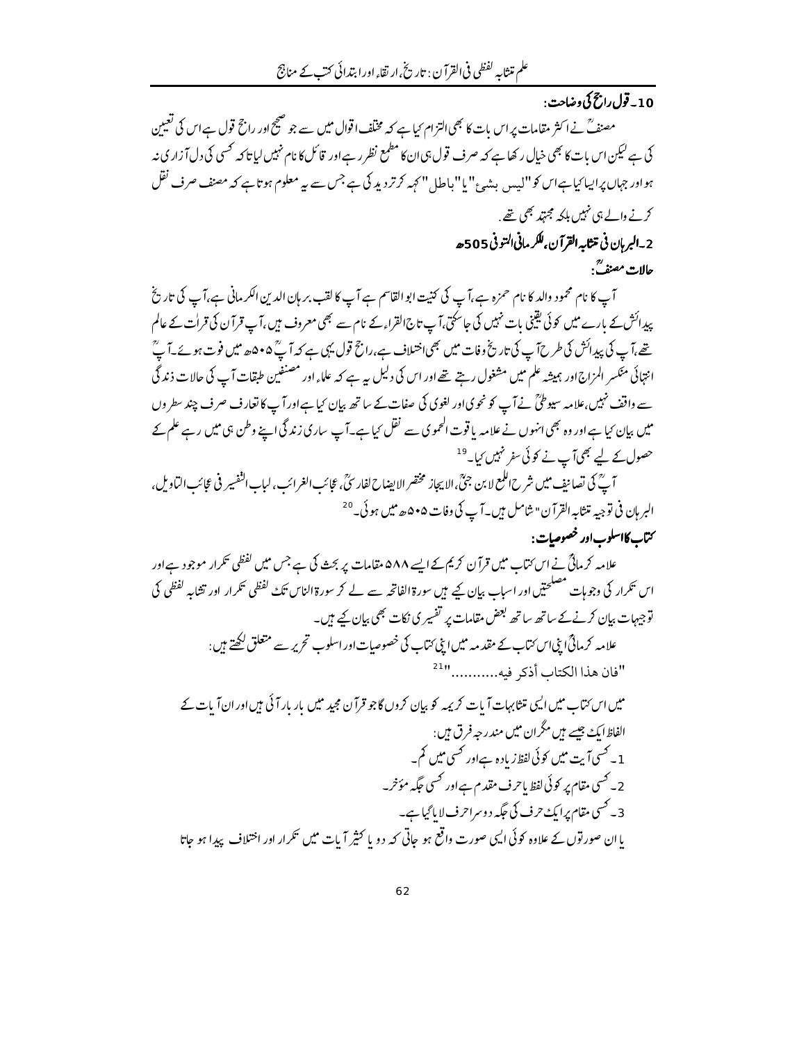**10۔ قول راجح کی وضاحت:**

مصنفؒ نے اکثر مقامات پر اس بات کا بھی التزام کیا ہے کہ مختلف اقوال میں سے جو صحیح اور راجح قول ہے اس کی تعیین کی ہے لیکن اس بات کا بھی خیال رکھا ہے کہ صرف قول ہی ان کا مطمع نظر رہے اور قائل کا نام نہیں لیا تاکہ کسی کی دل آزاری نہ ہو اور جہاں پر ایسا کیا ہے اس کو "لیس بشيء" یا "باطل" کہہ کر تردید کی ہے جس سے یہ معلوم ہوتا ہے کہ مصنف صرف نقل کرنے والے ہی نہیں بلکہ مجتہد بھی تھے۔

## 2۔ البرہان فی متشابہ القرآن، للکرمانی المتوفی 505ھ

### حالات مصنفؒ:

آپ کا نام محمود والد کا نام حمزہ ہے، آپ کی کنیت ابو القاسم ہے آپ کا لقب برہان الدین الکرمانی ہے، آپ کی تاریخ پیدائش کے بارے میں کوئی یقینی بات نہیں کی جا سکتی، آپ تاج القراء کے نام سے بھی معروف ہیں، آپ قرآن کی قرأت کے عالم تھے، آپ کی پیدائش کی طرح آپ کی تاریخ وفات میں بھی اختلاف ہے، راجح قول یہی ہے کہ آپؒ ۵۰۵ھ میں فوت ہوئے۔ آپؒ انتہائی منکسر المزاج اور ہمیشہ علم میں مشغول رہتے تھے اور اس کی دلیل یہ ہے کہ علماء اور مصنفین طبقات آپ کی حالات زندگی سے واقف نہیں، علامہ سیوطیؒ نے آپ کو نحوی اور لغوی کی صفات کے ساتھ بیان کیا ہے اور آپ کا تعارف صرف چند سطروں میں بیان کیا ہے اور وہ بھی انہوں نے علامہ یاقوت الحموی سے نقل کیا ہے۔ آپ ساری زندگی اپنے وطن ہی میں رہے علم کے حصول کے لیے بھی آپ نے کوئی سفر نہیں کیا۔[19]

آپؒ کی تصانیف میں شرح اللمع لابن جنیؒ، الایجاز مختصر الایضاح لفارسیؒ، عجائب الغرائب، لباب التفسیر فی عجائب التاویل، البرہان فی توجیہ متشابہ القرآن" شامل ہیں۔ آپ کی وفات ۵۰۵ھ میں ہوئی۔[20]

### کتاب کا اسلوب اور خصوصیات:

علامہ کرمانیؒ نے اس کتاب میں قرآن کریم کے ایسے ۵۸۸ مقامات پر بحث کی ہے جس میں لفظی تکرار موجود ہے اور اس تکرار کی وجوہات مصلحتیں اور اسباب بیان کیے ہیں سورۃ الفاتحہ سے لے کر سورۃ الناس تک لفظی تکرار اور تشابہ لفظی کی توجیہات بیان کرنے کے ساتھ ساتھ بعض مقامات پر تفسیری نکات بھی بیان کیے ہیں۔

علامہ کرمانیؒ اپنی اس کتاب کے مقدمہ میں اپنی کتاب کی خصوصیات اور اسلوب تحریر سے متعلق لکھتے ہیں:

"فان هذا الكتاب أذكر فيه..........."[21]

میں اس کتاب میں ایسی متشابہات آیات کریمہ کو بیان کروں گا جو قرآن مجید میں بار بار آئی ہیں اور ان آیات کے الفاظ ایک جیسے ہیں مگر ان میں مندرجہ فرق ہیں:

1۔ کسی آیت میں کوئی لفظ زیادہ ہے اور کسی میں کم۔

2۔ کسی مقام پر کوئی لفظ یا حرف مقدم ہے اور کسی جگہ مؤخر۔

3۔ کسی مقام پر ایک حرف کی جگہ دوسرا حرف لایا گیا ہے۔

یا ان صورتوں کے علاوہ کوئی ایسی صورت واقع ہو جاتی کہ دو یا کثیر آیات میں تکرار اور اختلاف پیدا ہو جاتا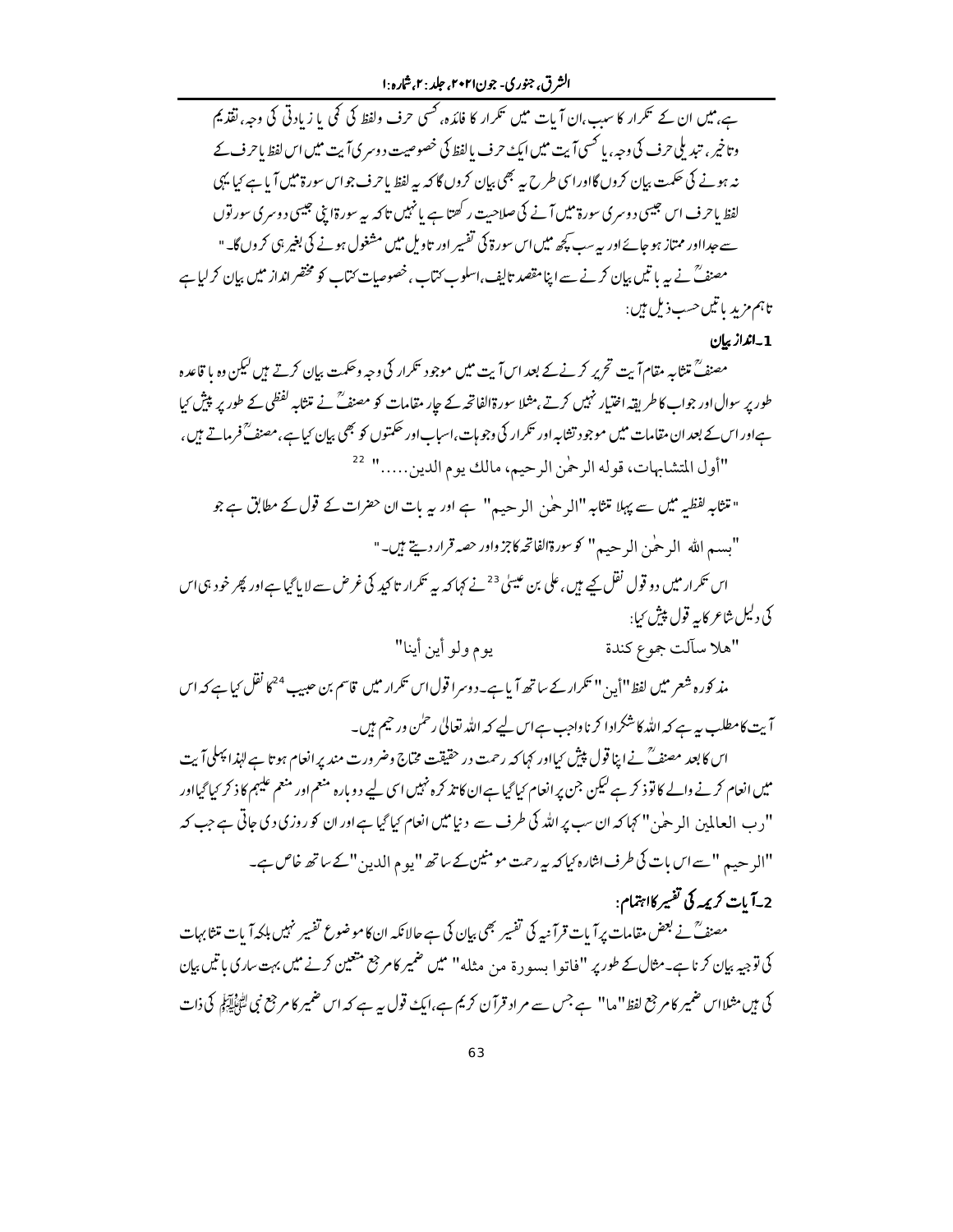ہے، میں ان کے تکرار کا سبب، ان آیات میں تکرار کا فائدہ، کسی حرف ولفظ کی کمی یا زیادتی کی وجہ، تقدیم وتاخیر، تبدیلی حرف کی وجہ، یا کسی آیت میں ایک حرف یا لفظ کی خصوصیت دوسری آیت میں اس لفظ یا حرف کے نہ ہونے کی حکمت بیان کروں گا اور اسی طرح یہ بھی بیان کروں گا کہ یہ لفظ یا حرف جو اس سورۃ میں آیا ہے کیا یہی لفظ یا حرف اس جیسی دوسری سورۃ میں آنے کی صلاحیت رکھتا ہے یا نہیں تاکہ یہ سورۃ اپنی جیسی دوسری سورتوں سے جدا اور ممتاز ہو جائے اور یہ سب کچھ میں اس سورۃ کی تفسیر اور تاویل میں مشغول ہونے کی بغیر ہی کروں گا۔"

مصنفؒ نے یہ باتیں بیان کرنے سے اپنا مقصد تالیف، اسلوب کتاب، خصوصیات کتاب کو مختصر انداز میں بیان کر لیا ہے تاہم مزید باتیں حسب ذیل ہیں:

**1۔انداز بیان**

مصنفؒ متشابہ مقام آیت تحریر کرنے کے بعد اس آیت میں موجود تکرار کی وجہ وحکمت بیان کرتے ہیں لیکن وہ باقاعدہ طور پر سوال اور جواب کا طریقہ اختیار نہیں کرتے، مثلاً سورۃ الفاتحہ کے چار مقامات کو مصنفؒ نے متشابہ لفظی کے طور پر پیش کیا ہے اور اس کے بعد ان مقامات میں موجود تشابہ اور تکرار کی وجوہات، اسباب اور حکمتوں کو بھی بیان کیا ہے، مصنفؒ فرماتے ہیں،

"أول المتشابهات، قوله الرحمٰن الرحيم، مالك يوم الدين....." [22]

"متشابہ لفظیہ میں سے پہلا متشابہ "الرحمٰن الرحیم" ہے اور یہ بات ان حضرات کے قول کے مطابق ہے جو "بسم الله الرحمٰن الرحيم" کو سورۃ الفاتحہ کا جزو اور حصہ قرار دیتے ہیں۔"

اس تکرار میں دو قول نقل کیے ہیں، علی بن عیسیٰ[23] نے کہا کہ یہ تکرار تاکید کی غرض سے لایا گیا ہے اور پھر خود ہی اس کی دلیل شاعر کا یہ قول پیش کیا:

"هلا سألت جموع كندة يوم ولو أين أينا"

مذکورہ شعر میں لفظ "أين" تکرار کے ساتھ آیا ہے۔ دوسرا قول اس تکرار میں قاسم بن حبیب[24] کا نقل کیا ہے کہ اس آیت کا مطلب یہ ہے کہ اللہ کا شکر ادا کرنا واجب ہے اس لیے کہ اللہ تعالیٰ رحمٰن ورحیم ہیں۔

اس کا بعد مصنفؒ نے اپنا قول پیش کیا اور کہا کہ رحمت در حقیقت محتاج وضرورت مند پر انعام ہوتا ہے لہٰذا پہلی آیت میں انعام کرنے والے کا تو ذکر ہے لیکن جن پر انعام کیا گیا ہے ان کا تذکرہ نہیں اسی لیے دوبارہ منعم اور منعم علیہم کا ذکر کیا گیا اور "رب العالمين الرحمٰن" کہا کہ ان سب پر اللہ کی طرف سے دنیا میں انعام کیا گیا ہے اور ان کو روزی دی جاتی ہے جب کہ "الرحيم" سے اس بات کی طرف اشارہ کیا کہ یہ رحمت مومنین کے ساتھ "يوم الدين" کے ساتھ خاص ہے۔

**2۔آیات کریمہ کی تفسیر کا اہتمام:**

مصنفؒ نے بعض مقامات پر آیات قرآنیہ کی تفسیر بھی بیان کی ہے حالانکہ ان کا موضوع تفسیر نہیں بلکہ آیات متشابہات کی توجیہ بیان کرنا ہے۔ مثال کے طور پر "فاتوا بسورة من مثله" میں ضمیر کا مرجع متعین کرنے میں بہت ساری باتیں بیان کی ہیں مثلاً اس ضمیر کا مرجع لفظ "ما" ہے جس سے مراد قرآن کریم ہے، ایک قول یہ ہے کہ اس ضمیر کا مرجع نبی ﷺ کی ذات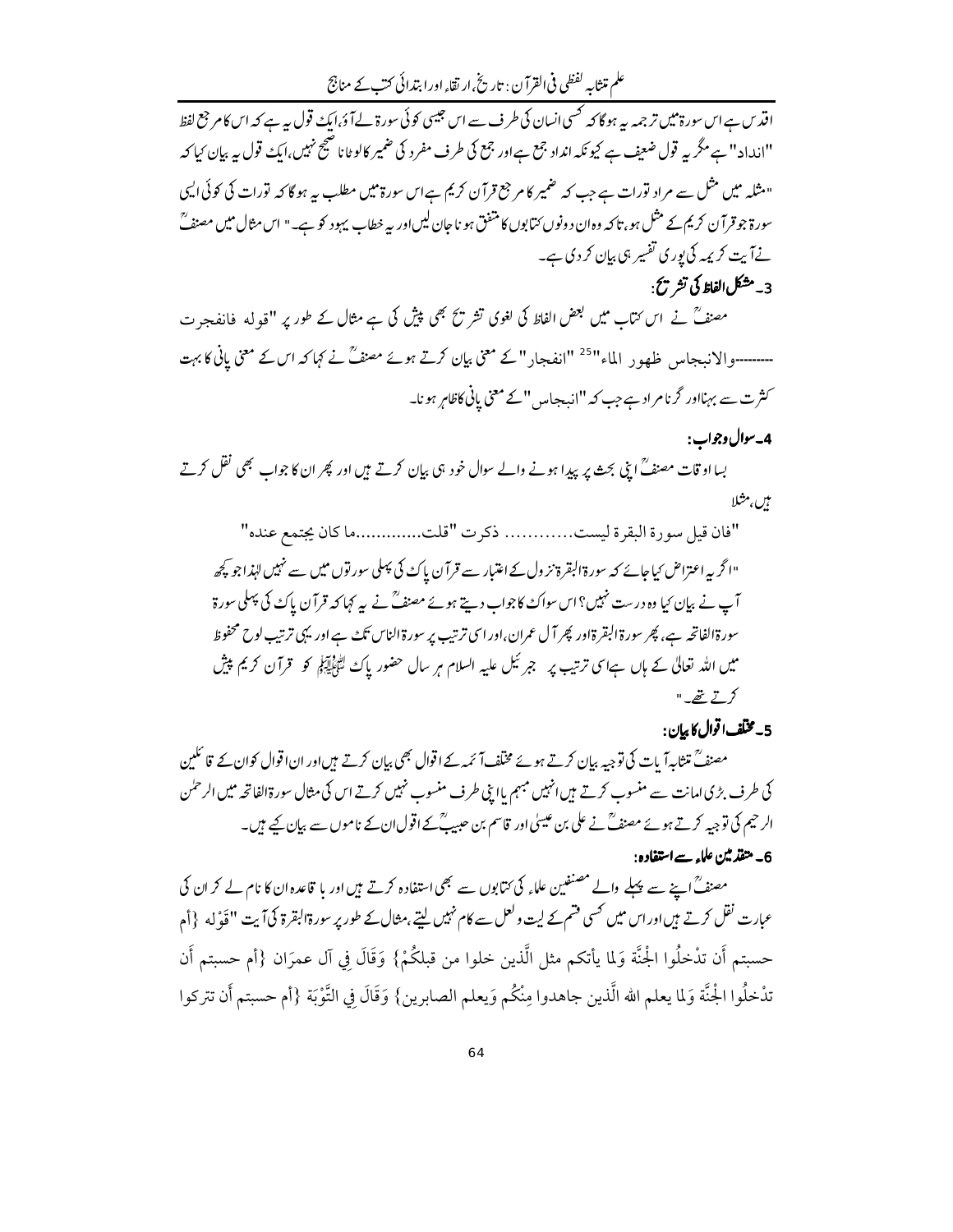اقدس ہے اس سورۃ میں ترجمہ یہ ہوگا کہ کسی انسان کی طرف سے اس جیسی کوئی سورۃ لے آئے، ایک قول یہ ہے کہ اس کا مرجع لفظ "انداد" ہے مگر یہ قول ضعیف ہے کیونکہ انداد جمع ہے اور جمع کی طرف مفرد کی ضمیر کا لوٹانا صحیح نہیں، ایک قول یہ بیان کیا کہ "مثلہ میں مثل سے مراد تورات ہے جب کہ ضمیر کا مرجع قرآن کریم ہے اس سورۃ میں مطلب یہ ہوگا کہ تورات کی کوئی ایسی سورۃ جو قرآن کریم کے مثل ہو، تاکہ وہ ان دونوں کتابوں کا متفق ہونا جان لیں اور یہ خطاب یہود کو ہے۔" اس مثال میں مصنفؒ نے آیت کریمہ کی پوری تفسیر ہی بیان کر دی ہے۔

### 3۔ مشکل الفاظ کی تشریح:

مصنفؒ نے اس کتاب میں بعض الفاظ کی لغوی تشریح بھی پیش کی ہے مثال کے طور پر "قوله فانفجرت ---------والانبجاس ظهور الماء"[25] "انفجار" کے معنی بیان کرتے ہوئے مصنفؒ نے کہا کہ اس کے معنی پانی کا بہت کثرت سے بہنا اور گرنا مراد ہے جب کہ "انبجاس" کے معنی پانی کا ظاہر ہونا۔

### 4۔ سوال وجواب:

بسا اوقات مصنفؒ اپنی بحث پر پیدا ہونے والے سوال خود ہی بیان کرتے ہیں اور پھر ان کا جواب بھی نقل کرتے ہیں، مثلاً

"فان قيل سورة البقرة ليست............ ذكرت "قلت.............ما كان يجتمع عنده"

"اگر یہ اعتراض کیا جائے کہ سورۃ البقرۃ نزول کے اعتبار سے قرآن پاک کی پہلی سورتوں میں سے نہیں لہٰذا جو کچھ آپ نے بیان کیا وہ درست نہیں؟ اس سوال کا جواب دیتے ہوئے مصنفؒ نے یہ کہا کہ قرآن پاک کی پہلی سورۃ سورۃ الفاتحہ ہے، پھر سورۃ البقرۃ اور پھر آل عمران، اور اسی ترتیب پر سورۃ الناس تک ہے اور یہی ترتیب لوح محفوظ میں اللہ تعالیٰ کے ہاں ہے اسی ترتیب پر جبرئیل علیہ السلام ہر سال حضور پاک ﷺ کو قرآن کریم پیش کرتے تھے۔"

### 5۔ مختلف اقوال کا بیان:

مصنفؒ متشابہ آیات کی توجیہ بیان کرتے ہوئے مختلف آئمہ کے اقوال بھی بیان کرتے ہیں اور ان اقوال کو ان کے قائلین کی طرف بڑی امانت سے منسوب کرتے ہیں انہیں مبہم یا اپنی طرف منسوب نہیں کرتے اس کی مثال سورۃ الفاتحہ میں الرحمٰن الرحیم کی توجیہ کرتے ہوئے مصنفؒ نے علی بن عیسیٰ اور قاسم بن حبیبؒ کے اقوال ان کے ناموں سے بیان کیے ہیں۔

### 6۔ متقدمین علماء سے استفادہ:

مصنفؒ اپنے سے پہلے والے مصنفین علماء کی کتابوں سے بھی استفادہ کرتے ہیں اور باقاعدہ ان کا نام لے کر ان کی عبارت نقل کرتے ہیں اور اس میں کسی قسم کے لیت ولعل سے کام نہیں لیتے، مثال کے طور پر سورۃ البقرۃ کی آیت "قَوْله {أم حسبتم أَن تدْخلُوا الْجنَّة وَلما يأتكم مثل الَّذين خلوا من قبلكُمْ} وَقَالَ فِي آل عمرَان {أم حسبتم أَن تدْخلُوا الْجنَّة وَلما يعلم الله الَّذين جاهدوا مِنْكُم وَيعلم الصابرين} وَقَالَ فِي التَّوْبَة {أم حسبتم أَن تتركوا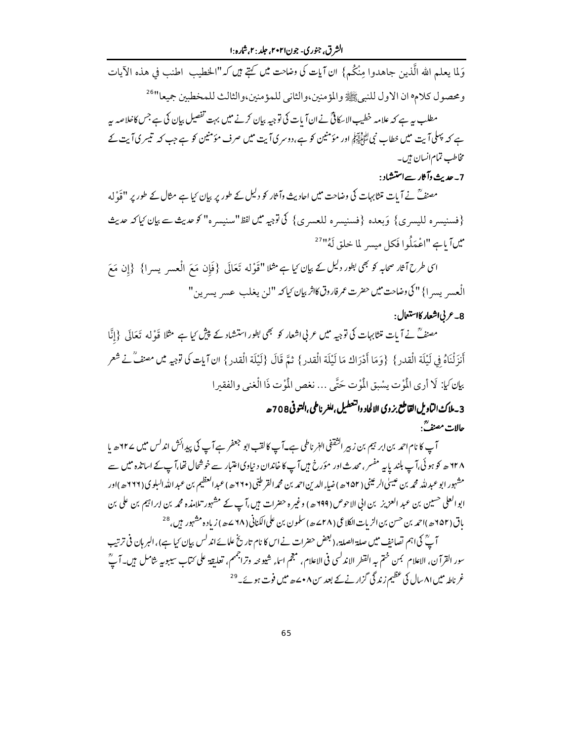وَلما يعلم الله الَّذين جاهدوا مِنْكُم} ان آیات کی وضاحت میں کہتے ہیں کہ "الخطيب اطنب في هذه الآيات ومحصول كلامه ان الاول للنبیﷺ والمؤمنين،والثانی للمؤمنين،والثالث للمخطبين جميعا"[26]

مطلب یہ ہے کہ علامہ خطیب الاسکافیؒ نے ان آیات کی توجیہ بیان کرنے میں بہت تفصیل بیان کی ہے جس کا خلاصہ یہ ہے کہ پہلی آیت میں خطاب نبی ﷺ اور مؤمنین کو ہے، دوسری آیت میں صرف مؤمنین کو ہے جب کہ تیسری آیت کے مخاطب تمام انسان ہیں۔

**7۔ حدیث وآثار سے استشہاد:**

مصنفؒ نے آیات متشابہات کی وضاحت میں احادیث وآثار کو دلیل کے طور پر بیان کیا ہے مثال کے طور پر "قَوْله {فسنيسره لليسرى} وَبعده {فسنيسره للعسرى} کی توجیہ میں لفظ "سنیسرہ" کو حدیث سے بیان کیا کہ حدیث میں آیا ہے "اعْمَلُوا فَكل ميسر لما خلق لَهُ"[27]

اسی طرح آثار صحابہ کو بھی بطور دلیل کے بیان کیا ہے مثلا "قَوْله تَعَالَى {فَإِن مَعَ الْعسر يسرا} {إِن مَعَ الْعسر يسرا} "کی وضاحت میں حضرت عمر فاروق کا اثر بیان کیا کہ "لن يغلب عسر يسرين"

**8۔ عربی اشعار کا استعمال:**

مصنفؒ نے آیات متشابہات کی توجیہ میں عربی اشعار کو بھی بطور استشہاد کے پیش کیا ہے مثلا قَوْله تَعَالَى {إِنَّا أَنزَلْنَاهُ فِي لَيْلَة الْقدر} {وَمَا أَدْرَاك مَا لَيْلَة الْقدر} ثمَّ قَالَ {لَيْلَة الْقدر} ان آیات کی توجیہ میں مصنفؒ نے شعر بیان کیا: لَا أرى الْمَوْت يسْبق الْمَوْت حَتَّى ... نغص الْمَوْت ذَا الْغنى والفقيرا

### 3۔ملاک التاویل القاطع بزوی الالحاد والتعطیل، للغرناطی، المتوفی708ھ

**حالات مصنفؒ:**

آپ کا نام احمد بن ابراہیم بن زبیر الثقفی الغرناطی ہے۔ آپ کا لقب ابو جعفر ہے آپ کی پیدائش اندلس میں ۶۲۷ھ یا ۶۲۸ ھ کو ہوئی، آپ بلند پایہ مفسر، محدث اور مؤرخ ہیں آپ کا خاندان دنیاوی اعتبار سے خوشحال تھا، آپ کے اساتذہ میں سے مشہور ابو عبداللہ محمد بن عیسیٰ الرعینی (۶۵۲ھ) ضیاء الدین احمد بن محمد القرطبی (۶۲۰ھ) عبدالعظیم بن عبداللہ البلوی (۶۶۲ھ) اور ابو العلی حسین بن عبد العزیز بن ابی الاحوص (۶۹۹ھ) وغیرہ حضرات ہیں، آپ کے مشہور تلامذہ محمد بن ابراہیم بن علی بن باق (۶۵۲ھ) احمد بن حسن بن الزیات الکلاعی (۷۲۸ھ) سلمون بن علی الکنانی (۷۶۸ھ) زیادہ مشہور ہیں،[28]

آپؒ کی اہم تصانیف میں صلۃ الصلۃ، (بعض حضرات نے اس کا نام تاریخ علمائے اندلس بیان کیا ہے)، البرہان فی ترتیب سور القرآن، الاعلام بمن ختم بہ القطر الاندلسی فی الاعلام، معجم اسماء شیوخہ وتراجمہم، تعلیقۃ علی کتاب سیبویہ شامل ہیں۔ آپؒ غرناطہ میں ۸۱ سال کی عظیم زندگی گزارنے کے بعد سن ۷۰۸ھ میں فوت ہوئے۔[29]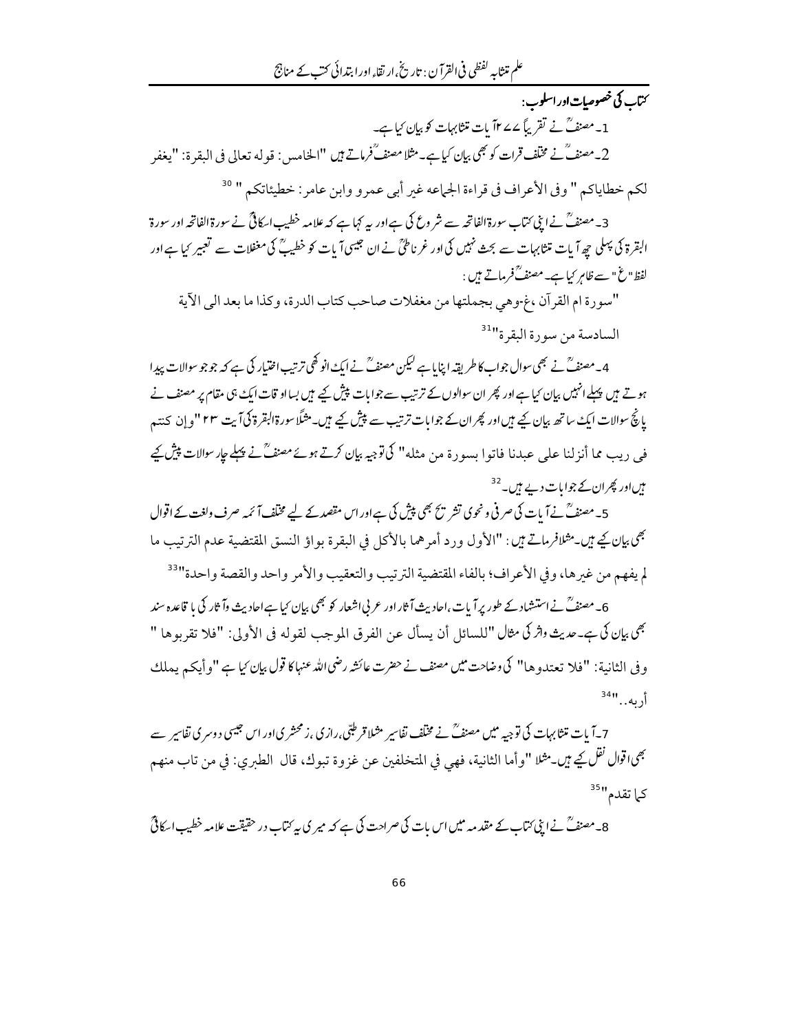**کتاب کی خصوصیات اور اسلوب:**

1۔ مصنفؒ نے تقریباً ۲۷۷ آیات متشابہات کو بیان کیا ہے۔

2۔ مصنفؒ نے مختلف قرات کو بھی بیان کیا ہے۔ مثلاً مصنفؒ فرماتے ہیں "الخامس: قوله تعالى فى البقرة: "يغفر لكم خطاياكم " وفى الأعراف فى قراءة الجماعه غير أبى عمرو وابن عامر: خطيئاتكم "[30]

3۔ مصنفؒ نے اپنی کتاب سورۃ الفاتحہ سے شروع کی ہے اور یہ کہا ہے کہ علامہ خطیب اسکافیؒ نے سورۃ الفاتحہ اور سورۃ البقرۃ کی پہلی چھ آیات متشابہات سے بحث نہیں کی اور غرناطیؒ نے ان جیسی آیات کو خطیبؒ کی مغفلات سے تعبیر کیا ہے اور لفظ "غ" سے ظاہر کیا ہے۔ مصنفؒ فرماتے ہیں:

"سورة ام القرآن ،غ-وهي بجملتها من مغفلات صاحب كتاب الدرة، وكذا ما بعد الى الآية السادسة من سورة البقرة"[31]

4۔ مصنفؒ نے بھی سوال جواب کا طریقہ اپنایا ہے لیکن مصنفؒ نے ایک انوکھی ترتیب اختیار کی ہے کہ جو جو سوالات پیدا ہوتے ہیں پہلے انہیں بیان کیا ہے اور پھر ان سوالوں کے ترتیب سے جوابات پیش کیے ہیں بسا اوقات ایک ہی مقام پر مصنف نے پانچ سوالات ایک ساتھ بیان کیے ہیں اور پھر ان کے جوابات ترتیب سے پیش کیے ہیں۔ مثلاً سورۃ البقرۃ کی آیت ۲۳ "وإن كنتم فى ريب مما أنزلنا على عبدنا فاتوا بسورة من مثله" کی توجیہ بیان کرتے ہوئے مصنفؒ نے پہلے چار سوالات پیش کیے ہیں اور پھر ان کے جوابات دیے ہیں۔[32]

5۔ مصنفؒ نے آیات کی صرفی و نحوی تشریح بھی پیش کی ہے اور اس مقصد کے لیے مختلف آئمہ صرف و لغت کے اقوال بھی بیان کیے ہیں۔ مثلاً فرماتے ہیں: "الأول ورد أمرهما بالأكل في البقرة بواؤ النسق المقتضية عدم الترتيب ما لم يفهم من غيرها، وفي الأعراف؛ بالفاء المقتضية الترتيب والتعقيب والأمر واحد والقصة واحدة"[33]

6۔ مصنفؒ نے استشہاد کے طور پر آیات، احادیث آثار اور عربی اشعار کو بھی بیان کیا ہے احادیث و آثار کی باقاعدہ سند بھی بیان کی ہے۔ حدیث واثر کی مثال "للسائل أن يسأل عن الفرق الموجب لقوله فى الأولى: "فلا تقربوها " وفى الثانية: "فلا تعتدوها" کی وضاحت میں مصنف نے حضرت عائشہ رضی اللہ عنہا کا قول بیان کیا ہے "وأيكم يملك أربه.."[34]

7۔ آیات متشابہات کی توجیہ میں مصنفؒ نے مختلف تفاسیر مثلاً قرطبیؒ، رازی، زمخشری اور اس جیسی دوسری تفاسیر سے بھی اقوال نقل کیے ہیں۔ مثلاً "وأما الثانية، فهي في المتخلفين عن غزوة تبوك، قال الطبري: في من تاب منهم كما تقدم"[35]

8۔ مصنفؒ نے اپنی کتاب کے مقدمہ میں اس بات کی صراحت کی ہے کہ میری یہ کتاب در حقیقت علامہ خطیب اسکافیؒ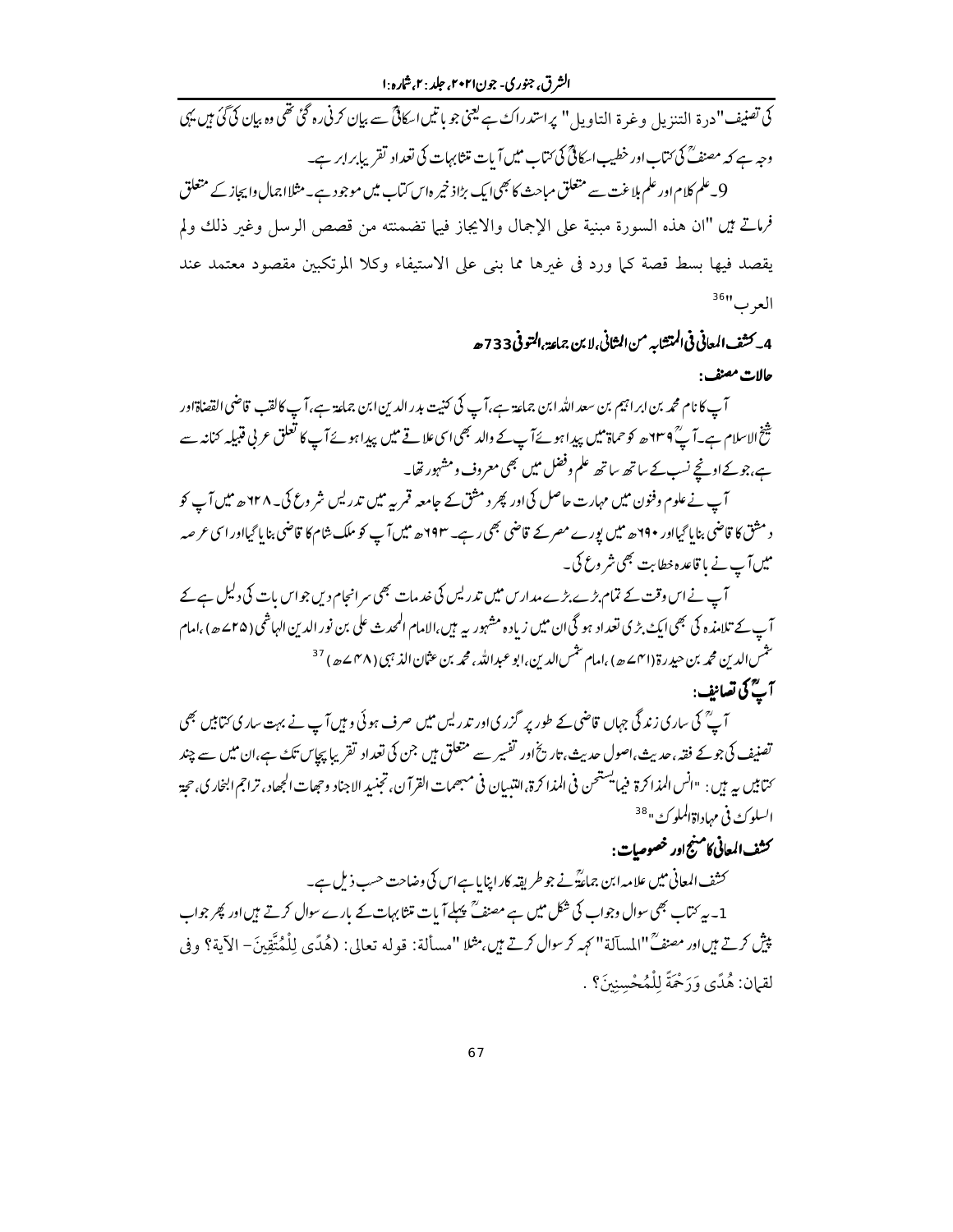کی تصنیف "درة التنزیل وغرة التاویل" پر استدراک ہے یعنی جو باتیں اسکافیؒ سے بیان کرنی رہ گئی تھی وہ بیان کی گئی ہیں یہی وجہ ہے کہ مصنفؒ کی کتاب اور خطیب اسکافیؒ کی کتاب میں آیات متشابہات کی تعداد تقریبا برابر ہے۔

9۔ علم کلام اور علم بلاغت سے متعلق مباحث کا بھی ایک بڑا ذخیرہ اس کتاب میں موجود ہے۔ مثلا اجمال وایجاز کے متعلق فرماتے ہیں "ان هذه السورة مبنية على الإجمال والايجاز فيما تضمنته من قصص الرسل وغير ذلك ولم يقصد فيها بسط قصة كما ورد في غيرها مما بنى على الاستيفاء وكلا المرتكبين مقصود معتمد عند العرب"[36]

## 4۔ کشف المعانی فی المتشابہ من المثانی، لابن جماعۃ، المتوفی 733ھ

### حالات مصنف:

آپ کا نام محمد بن ابراہیم بن سعد اللہ ابن جماعۃ ہے، آپ کی کنیت بدر الدین ابن جماعۃ ہے، آپ کا لقب قاضی القضاۃ اور شیخ الاسلام ہے۔ آپؒ ۶۳۹ھ کو حماۃ میں پیدا ہوئے آپ کے والد بھی اسی علاقے میں پیدا ہوئے آپ کا تعلق عربی قبیلہ کنانہ سے ہے، جو کہ اونچے نسب کے ساتھ ساتھ علم وفضل میں بھی معروف ومشہور تھا۔

آپ نے علوم وفنون میں مہارت حاصل کی اور پھر دمشق کے جامعہ قمریہ میں تدریس شروع کی۔ ۶۲۸ھ میں آپ کو دمشق کا قاضی بنایا گیا اور ۶۹۰ھ میں پورے مصر کے قاضی بھی رہے۔ ۶۹۳ھ میں آپ کو ملک شام کا قاضی بنایا گیا اور اسی عرصہ میں آپ نے باقاعدہ خطابت بھی شروع کی۔

آپ نے اس وقت کے تمام بڑے بڑے مدارس میں تدریس کی خدمات بھی سرانجام دیں جو اس بات کی دلیل ہے کے آپ کے تلامذہ کی بھی ایک بڑی تعداد ہو گی ان میں زیادہ مشہور یہ ہیں، الامام المحدث علی بن نور الدین الہاشمی (۷۲۵ھ)، امام شمس الدین محمد بن حیدرة (۷۴۱ھ)، امام شمس الدین، ابو عبداللہ، محمد بن عثمان الذہبی (۷۴۸ھ)[37]

### آپؒ کی تصانیف:

آپؒ کی ساری زندگی جہاں قاضی کے طور پر گزری اور تدریس میں صرف ہوئی وہیں آپ نے بہت ساری کتابیں بھی تصنیف کی جو کے فقہ، حدیث، اصول حدیث، تاریخ اور تفسیر سے متعلق ہیں جن کی تعداد تقریبا پچاس تک ہے، ان میں سے چند کتابیں یہ ہیں: "انس المذاکرة فیما یستحسن فی المذاکرة، التبیان فی مبہمات القرآن، تجنید الاجناد وجہات الجہاد، تراجم البخاری، حجۃ السلوک فی مہاداۃ الملوک"[38]

### کشف المعانی کا منہج اور خصوصیات:

کشف المعانی میں علامہ ابن جماعۃؒ نے جو طریقہ کار اپنایا ہے اس کی وضاحت حسب ذیل ہے۔

1۔ یہ کتاب بھی سوال وجواب کی شکل میں ہے مصنفؒ پہلے آیات متشابہات کے بارے سوال کرتے ہیں اور پھر جواب پیش کرتے ہیں اور مصنفؒ "المسآلۃ" کہہ کر سوال کرتے ہیں، مثلا "مسألة: قوله تعالى: (هُدًى لِلْمُتَّقِينَ- الآية؟ وفى لقمان: هُدًى وَرَحْمَةً لِلْمُحْسِنِينَ؟ .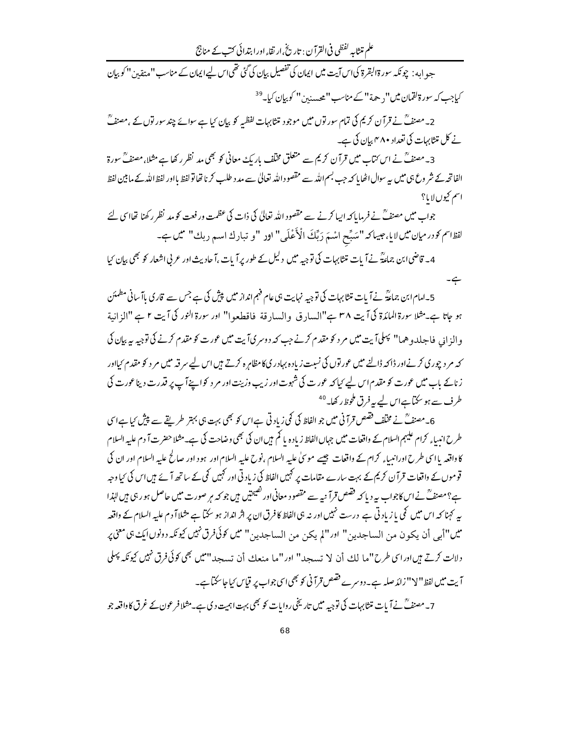جوابہ: چونکہ سورۃ البقرۃ کی اس آیت میں ایمان کی تفصیل بیان کی گئی تھی اس لیے ایمان کے مناسب "متقین" کو بیان کیا جب کہ سورۃ لقمان میں "رحمۃ" کے مناسب "محسنین" کو بیان کیا۔[39]

2۔ مصنفؒ نے قرآن کریم کی تمام سورتوں میں موجود تشابہات لفظیہ کو بیان کیا ہے سوائے چند سورتوں کے، مصنفؒ نے کل تشابہات کی تعداد ۴۸۰ بیان کی ہے۔

3۔ مصنفؒ نے اس کتاب میں قرآن کریم سے متعلق مختلف باریک معانی کو بھی مد نظر رکھا ہے مثلاً، مصنفؒ سورۃ الفاتحہ کے شروع ہی میں یہ سوال اٹھایا کہ جب بسم اللہ سے مقصود اللہ تعالیٰ سے مدد طلب کرنا تھا تو لفظ باء اور لفظ اللہ کے مابین لفظ اسم کیوں لایا؟

جواب میں مصنفؒ نے فرمایا کہ ایسا کرنے سے مقصود اللہ تعالیٰ کی ذات کی عظمت و رفعت کو مد نظر رکھنا تھا اسی لئے لفظ اسم کو درمیان میں لایا، جیسا کہ "سَبِّحِ اسْمَ رَبِّكَ الْأَعْلَى" اور "و تبارك اسم ربك" میں ہے۔

4۔ قاضی ابن جماعہؒ نے آیات تشابہات کی توجیہ میں دلیل کے طور پر آیات، احادیث اور عربی اشعار کو بھی بیان کیا ہے۔

5۔ امام ابن جماعہؒ نے آیات تشابہات کی توجیہ نہایت ہی عام فہم انداز میں پیش کی ہے جس سے قاری باآسانی مطمئن ہو جاتا ہے۔ مثلاً سورۃ المائدۃ کی آیت ۳۸ ہے "السارق والسارقة فاقطعوا" اور سورۃ النور کی آیت ۲ ہے "الزانية والزاني فاجلدوهما" پہلی آیت میں مرد کو مقدم کرنے جب کہ دوسری آیت میں عورت کو مقدم کرنے کی توجیہ یہ بیان کی کہ مرد چوری کرنے اور ڈاکہ ڈالنے میں عورتوں کی نسبت زیادہ بہادری کا مظاہرہ کرتے ہیں اس لیے سرقہ میں مرد کو مقدم کیا اور زنا کے باب میں عورت کو مقدم اس لیے کیا کہ عورت کی شہوت اور زیب و زینت اور مرد کو اپنے آپ پر قدرت دینا عورت کی طرف سے ہو سکتا ہے اس لیے یہ فرق ملحوظ رکھا۔[40]

6۔ مصنفؒ نے مختلف قصص قرآنی میں جو الفاظ کی کمی زیادتی ہے اس کو بھی بہت ہی بہتر طریقے سے پیش کیا ہے اسی طرح انبیاء کرام علیہم السلام کے واقعات میں جہاں الفاظ زیادہ یا کم ہیں ان کی بھی وضاحت کی ہے۔ مثلاً حضرت آدم علیہ السلام کا واقعہ یا اسی طرح اور انبیاء کرام کے واقعات جیسے موسیٰ علیہ السلام، نوح علیہ السلام اور ہود اور صالح علیہ السلام اور ان کی قوموں کے واقعات قرآن کریم کے بہت سارے مقامات پر کہیں الفاظ کی زیادتی اور کہیں کمی کے ساتھ آئے ہیں اس کی کیا وجہ ہے؟ مصنفؒ نے اس کا جواب یہ دیا کہ قصص قرآنیہ سے مقصود معانی اور نصیحتیں ہیں جو کہ ہر صورت میں حاصل ہو رہی ہیں لہٰذا یہ کہنا کہ اس میں کمی یا زیادتی ہے درست نہیں اور نہ ہی الفاظ کا فرق ان پر اثر انداز ہو سکتا ہے مثلاً آدم علیہ السلام کے واقعہ میں "أبى أن يكون من الساجدين" اور "لم يكن من الساجدين" میں کوئی فرق نہیں کیونکہ دونوں ایک ہی معنیٰ پر دلالت کرتے ہیں اور اسی طرح "ما لك أن لا تسجد" اور "ما منعك أن تسجد" میں بھی کوئی فرق نہیں کیونکہ پہلی آیت میں لفظ "لا" زائد صلہ ہے۔ دوسرے قصص قرآنی کو بھی اسی جواب پر قیاس کیا جا سکتا ہے۔

7۔ مصنفؒ نے آیات تشابہات کی توجیہ میں تاریخی روایات کو بھی بہت اہمیت دی ہے۔ مثلاً فرعون کے غرق کا واقعہ جو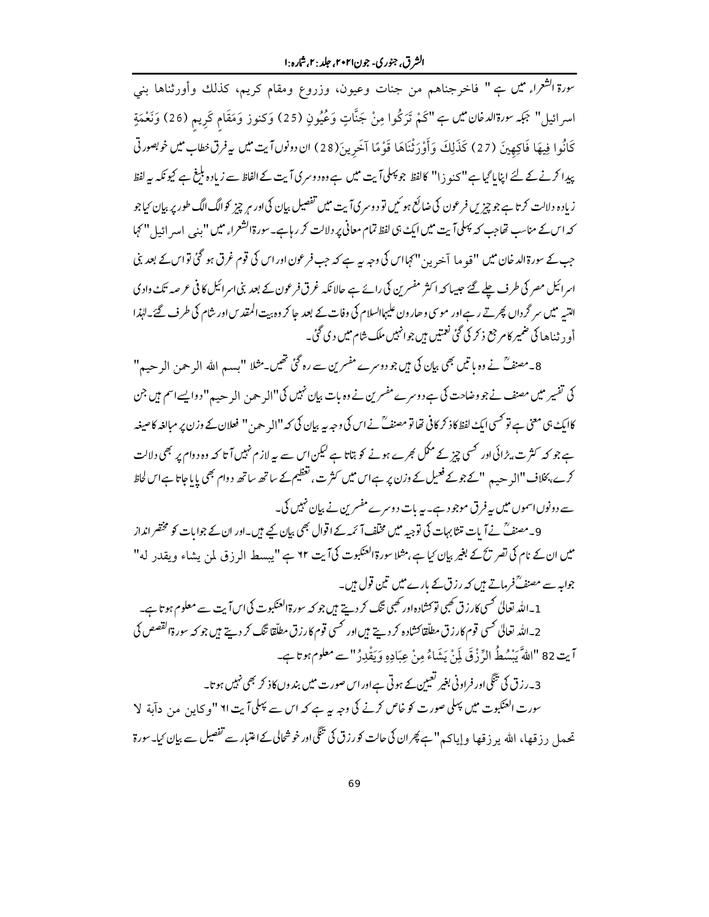سورۃ الشعراء میں ہے " فاخرجناهم من جنات وعيون، وزروع ومقام كريم، كذلك وأورثناها بني اسرائيل" جبکہ سورۃالدخان میں ہے "كَمْ تَرَكُوا مِنْ جَنَّاتٍ وَعُيُونٍ (25) وَكنوز وَمَقَامٍ كَرِيمٍ (26) وَنَعْمَةٍ كَانُوا فِيهَا فَاكِهِينَ (27) كَذَلِكَ وَأَوْرَثْنَاهَا قَوْمًا آخَرِينَ(28) ان دونوں آیت میں یہ فرق خطاب میں خوبصورتی پیدا کرنے کے لئے اپنایا گیا ہے "کنوزا" کا لفظ جو پہلی آیت میں ہے وہ دوسری آیت کے الفاظ سے زیادہ بلیغ ہے کیونکہ یہ لفظ زیادہ دلالت کرتا ہے جو چیزیں فرعون کی ضائع ہوئیں تو دوسری آیت میں تفصیل بیان کی اور ہر چیز کو الگ الگ طور پر بیان کیا جو کہ اس کے مناسب تھا جب کہ پہلی آیت میں ایک ہی لفظ تمام معانی پر دلالت کر رہا ہے۔ سورۃالشعراء میں "بنی اسرائیل" کہا جب کے سورۃالدخان میں "قوما آخرین" کہا اس کی وجہ یہ ہے کہ جب فرعون اور اس کی قوم غرق ہو گئی تو اس کے بعد بنی اسرائیل مصر کی طرف چلے گئے جیسا کہ اکثر مفسرین کی رائے ہے حالانکہ غرق فرعون کے بعد بنی اسرائیل کافی عرصہ تک وادی التیہ میں سرگرداں پھرتے رہے اور موسی وھارون علیہماالسلام کی وفات کے بعد جا کر وہ بیت المقدس اور شام کی طرف گئے۔ لہٰذا أورثناها کی ضمیر کا مرجع ذکر کی گئی نعمتیں ہیں جو انہیں ملک شام میں دی گئی۔

8۔ مصنفؒ نے وہ باتیں بھی بیان کی ہیں جو دوسرے مفسرین سے رہ گئی تھیں۔ مثلا "بسم الله الرحمن الرحيم" کی تفسیر میں مصنف نے جو وضاحت کی ہے دوسرے مفسرین نے وہ بات بیان نہیں کی "الرحمن الرحیم" دو ایسے اسم ہیں جن کا ایک ہی معنی ہے تو کسی ایک لفظ کا ذکر کافی تھا تو مصنفؒ نے اس کی وجہ یہ بیان کی کہ "الرحمن" فعلان کے وزن پر مبالغہ کا صیغہ ہے جو کہ کثرت، بڑائی اور کسی چیز کے مکمل بھرے ہونے کو بتاتا ہے لیکن اس سے یہ لازم نہیں آتا کہ وہ دوام پر بھی دلالت کرے، بخلاف "الرحیم" کے جو کے فعیل کے وزن پر ہے اس میں کثرت، تعظیم کے ساتھ ساتھ دوام بھی پایا جاتا ہے اس لحاظ سے دونوں اسموں میں یہ فرق موجود ہے۔ یہ بات دوسرے مفسرین نے بیان نہیں کی۔

9۔ مصنفؒ نے آیات متشابہات کی توجیہ میں مختلف آئمہ کے اقوال بھی بیان کیے ہیں۔ اور ان کے جوابات کو مختصر انداز میں ان کے نام کی تصریح کے بغیر بیان کیا ہے، مثلا سورۃ العنکبوت کی آیت ۶۲ ہے "يبسط الرزق لمن يشاء ويقدر له" جوابہ سے مصنفؒ فرماتے ہیں کہ رزق کے بارے میں تین قول ہیں۔

1۔ اللہ تعالیٰ کسی کا رزق کبھی تو کشادہ اور کبھی تنگ کر دیتے ہیں جو کہ سورۃ العنکبوت کی اس آیت سے معلوم ہوتا ہے۔

2۔ اللہ تعالیٰ کسی قوم کا رزق مطلقاً کشادہ کر دیتے ہیں اور کسی قوم کا رزق مطلقاً تنگ کر دیتے ہیں جو کہ سورۃ القصص کی آیت 82 "اللَّهَ يَبْسُطُ الرِّزْقَ لِمَنْ يَشَاءُ مِنْ عِبَادِهِ وَيَقْدِرُ" سے معلوم ہوتا ہے۔

3۔ رزق کی تنگی اور فراوانی بغیر تعیین کے ہوتی ہے اور اس صورت میں بندوں کا ذکر بھی نہیں ہوتا۔

سورت العنکبوت میں پہلی صورت کو خاص کرنے کی وجہ یہ ہے کہ اس سے پہلی آیت ۶۱ "وكاين من دآبة لا تحمل رزقها، الله يرزقها وإياكم" ہے پھر ان کی حالت کو رزق کی تنگی اور خوشحالی کے اعتبار سے تفصیل سے بیان کیا۔ سورۃ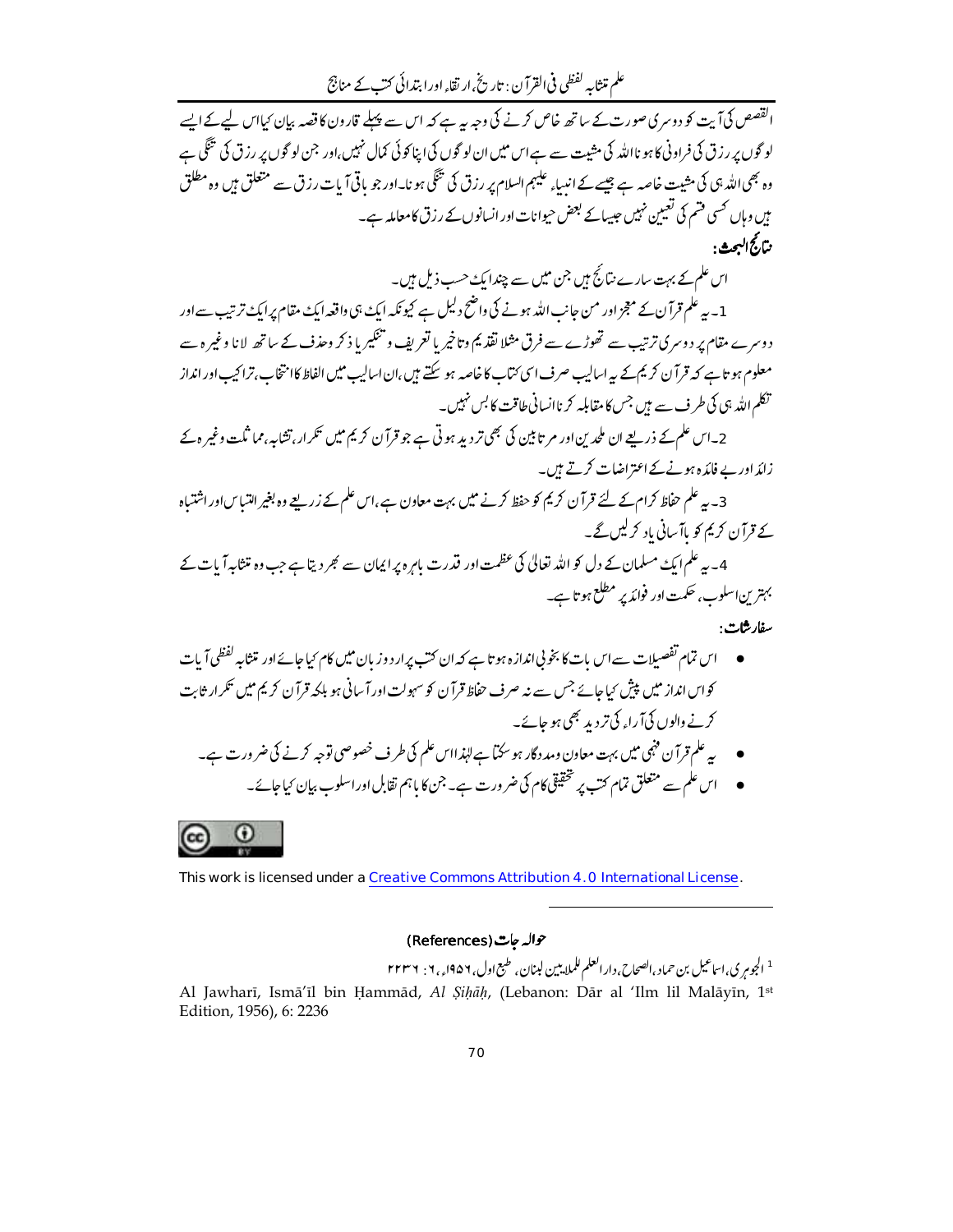القصص کی آیت کو دوسری صورت کے ساتھ خاص کرنے کی وجہ یہ ہے کہ اس سے پہلے قارون کا قصہ بیان کیا اس لیے کے ایسے لوگوں پر رزق کی فراوانی کا ہونا اللہ کی مشیت سے ہے اس میں ان لوگوں کی اپنا کوئی کمال نہیں، اور جن لوگوں پر رزق کی تنگی ہے وہ بھی اللہ ہی کی مشیت خاصہ ہے جیسے کے انبیاء علیہم السلام پر رزق کی تنگی ہونا۔ اور جو باقی آیات رزق سے متعلق ہیں وہ مطلق ہیں وہاں کسی قسم کی تعیین نہیں جیسا کے بعض حیوانات اور انسانوں کے رزق کا معاملہ ہے۔

**نتائج البحث:**

اس علم کے بہت سارے نتائج ہیں جن میں سے چند ایک حسب ذیل ہیں۔

1۔ یہ علم قرآن کے معجز اور من جانب اللہ ہونے کی واضح دلیل ہے کیونکہ ایک ہی واقعہ ایک مقام پر ایک ترتیب سے اور دوسرے مقام پر دوسری ترتیب سے تھوڑے سے فرق مثلا تقدیم و تاخیر یا تعریف و تنکیر یا ذکر و حذف کے ساتھ لانا وغیرہ سے معلوم ہوتا ہے کہ قرآن کریم کے یہ اسالیب صرف اسی کتاب کا خاصہ ہو سکتے ہیں، ان اسالیب میں الفاظ کا انتخاب، تراکیب اور انداز تکلم اللہ ہی کی طرف سے ہیں جس کا مقابلہ کرنا انسانی طاقت کا بس نہیں۔

2۔ اس علم کے ذریعے ان ملحدین اور مرتابین کی بھی تردید ہوتی ہے جو قرآن کریم میں تکرار، تشابہ، مماثلت وغیرہ کے زائد اور بے فائدہ ہونے کے اعتراضات کرتے ہیں۔

3۔ یہ علم حفاظ کرام کے لئے قرآن کریم کو حفظ کرنے میں بہت معاون ہے، اس علم کے ذریعے وہ بغیر التباس اور اشتباہ کے قرآن کریم کو باآسانی یاد کر لیں گے۔

4۔ یہ علم ایک مسلمان کے دل کو اللہ تعالیٰ کی عظمت اور قدرت باہرہ پر ایمان سے بھر دیتا ہے جب وہ متشابہ آیات کے بہترین اسلوب، حکمت اور فوائد پر مطلع ہوتا ہے۔

**سفارشات:**

- اس تمام تفصیلات سے اس بات کا بخوبی اندازہ ہوتا ہے کہ ان کتب پر اردو زبان میں کام کیا جائے اور متشابہ لفظی آیات کو اس انداز میں پیش کیا جائے جس سے نہ صرف حفاظ قرآن کو سہولت اور آسانی ہو بلکہ قرآن کریم میں تکرار ثابت کرنے والوں کی آراء کی تردید بھی ہو جائے۔
- یہ علم قرآن فہمی میں بہت معاون و مددگار ہو سکتا ہے لہٰذا اس علم کی طرف خصوصی توجہ کرنے کی ضرورت ہے۔
- اس علم سے متعلق تمام کتب پر تحقیقی کام کی ضرورت ہے۔ جن کا باہم تقابل اور اسلوب بیان کیا جائے۔

This work is licensed under a Creative Commons Attribution 4.0 International License.

## حوالہ جات (References)

[1] الجوہری، اسماعیل بن حماد، الصحاح، دار العلم للملایین لبنان، طبع اول، ۱۹۵۶ء، ۶: ۲۲۳۶

Al Jawharī, Ismā'īl bin Ḥammād, *Al Ṣiḥāḥ*, (Lebanon: Dār al 'Ilm lil Malāyīn, 1st Edition, 1956), 6: 2236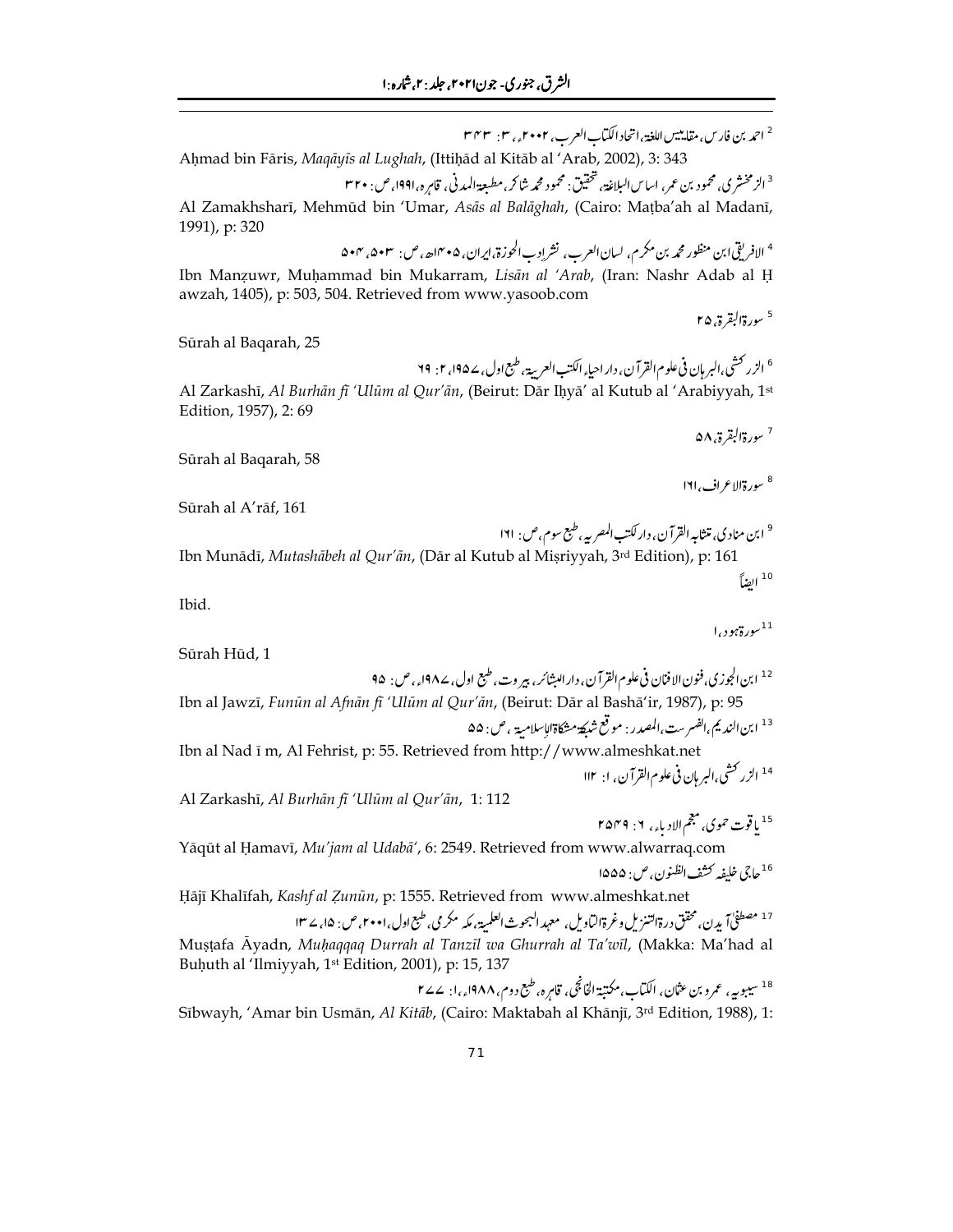[2] احمد بن فارس، مقاییس اللغۃ، اتحاد الکتاب العرب، ۲۰۰۲ء، ۳: ۳۴۳

Aḥmad bin Fāris, *Maqāyīs al Lughah*, (Ittiḥād al Kitāb al 'Arab, 2002), 3: 343

[3] الزمخشری، محمود بن عمر، اساس البلاغۃ، تحقیق: محمود محمد شاکر، مطبعۃ المدنی، قاہرہ، ۱۹۹۱ء، ص: ۳۲۰

Al Zamakhsharī, Mehmūd bin 'Umar, *Asās al Balāghah*, (Cairo: Maṭba'ah al Madanī, 1991), p: 320

[4] الافریقی ابن منظور محمد بن مکرم، لسان العرب، نشر ادب الحوزۃ، ایران، ۱۴۰۵ھ، ص: ۵۰۳، ۵۰۴

Ibn Manẓuwr, Muḥammad bin Mukarram, *Lisān al 'Arab*, (Iran: Nashr Adab al Ḥ awzah, 1405), p: 503, 504. Retrieved from www.yasoob.com

[5] سورۃ البقرۃ، ۲۵

Sūrah al Baqarah, 25

[6] الزرکشی، البرہان فی علوم القرآن، دار احیاء الکتب العربیۃ، طبع اول، ۱۹۵۷ء، ۲: ۶۹

Al Zarkashī, *Al Burhān fī 'Ulūm al Qur'ān*, (Beirut: Dār Iḥyā' al Kutub al 'Arabiyyah, 1st Edition, 1957), 2: 69

[7] سورۃ البقرۃ، ۵۸

Sūrah al Baqarah, 58

[8] سورۃ الاعراف، ۱۶۱

Sūrah al A'rāf, 161

[9] ابن منادی، تشابہ القرآن، دار لکتب المصریہ، طبع سوم، ص: ۱۶۱

Ibn Munādī, *Mutashābeh al Qur'ān*, (Dār al Kutub al Miṣriyyah, 3rd Edition), p: 161

[10] ایضاً

Ibid.

[11] سورۃ ہود، ۱

Sūrah Hūd, 1

[12] ابن الجوزی، فنون الافنان فی علوم القرآن، دار البشائر، بیروت، طبع اول، ۱۹۸۷ء، ص: ۹۵

Ibn al Jawzī, *Funūn al Afnān fī 'Ulūm al Qur'ān*, (Beirut: Dār al Bashā'ir, 1987), p: 95

[13] ابن الندیم، الفہرست، المصدر: موقع شبکۃ مشکاۃ الاسلامیۃ، ص: ۵۵

Ibn al Nad ī m, Al Fehrist, p: 55. Retrieved from http://www.almeshkat.net

[14] الزرکشی، البرہان فی علوم القرآن، ۱: ۱۱۲

Al Zarkashī, *Al Burhān fī 'Ulūm al Qur'ān*, 1: 112

[15] یاقوت حموی، معجم الادباء، ۶: ۲۵۴۹

Yāqūt al Ḥamavī, *Mu'jam al Udabā'*, 6: 2549. Retrieved from www.alwarraq.com

[16] حاجی خلیفہ کشف الظنون، ص: ۱۵۵۵

Ḥājī Khalīfah, *Kashf al Ẓunūn*, p: 1555. Retrieved from www.almeshkat.net

[17] مصطفیٰ آیدن، محقق درۃ التنزیل وغرۃ التاویل، معہد البحوث العلمیۃ، مکہ مکرمی، طبع اول، ۲۰۰۱ء، ص: ۱۵، ۱۳۷

Muṣṭafa Āyadn, *Muḥaqqaq Durrah al Tanzīl wa Ghurrah al Ta'wīl*, (Makka: Ma'had al Buḥuth al 'Ilmiyyah, 1st Edition, 2001), p: 15, 137

[18] سیبویہ، عمرو بن عثمان، الکتاب، مکتبۃ الخانجی، قاہرہ، طبع دوم، ۱۹۸۸ء، ۱: ۲۷۷

Sībwayh, 'Amar bin Usmān, *Al Kitāb*, (Cairo: Maktabah al Khānjī, 3rd Edition, 1988), 1: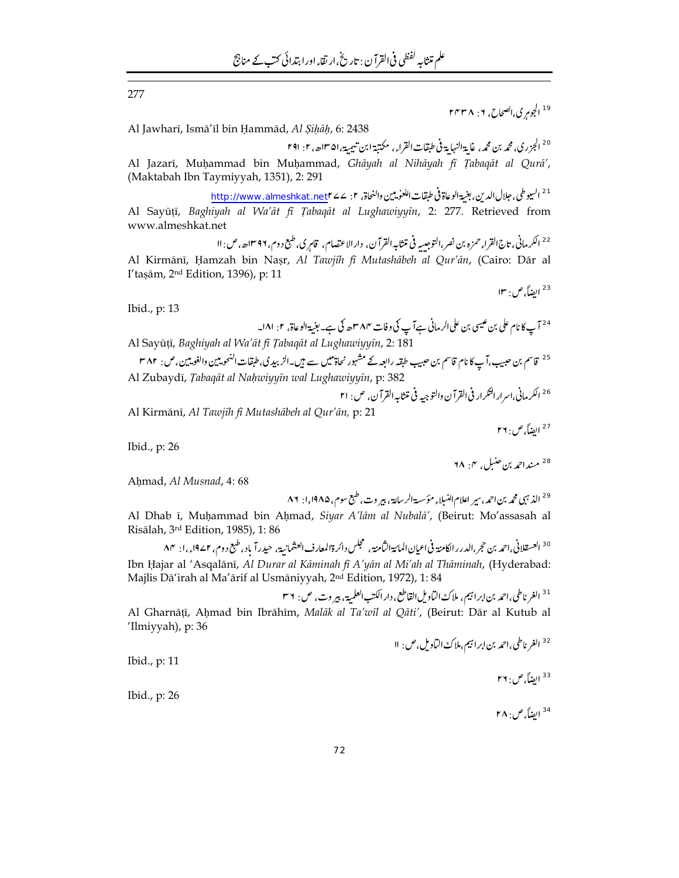[19] الجوہری، الصحاح، ۶: ۲۴۳۸

Al Jawharī, Ismā'īl bin Ḥammād, *Al Ṣiḥāḥ*, 6: 2438

[20] الجزری، محمد بن محمد، غایۃ النہایۃ فی طبقات القراء، مکتبۃ ابن تیمیۃ، ۱۳۵۱ھ، ۲: ۲۹۱

Al Jazarī, Muḥammad bin Muḥammad, *Ghāyah al Nihāyah fī Ṭabaqāt al Qurā'*, (Maktabah Ibn Taymiyyah, 1351), 2: 291

[21] السیوطی، جلال الدین، بغیۃ الوعاۃ فی طبقات اللغویین والنحاۃ، ۲: ۲۷۷ http://www.almeshkat.net

Al Sayūṭī, *Baghiyah al Wa'āt fī Ṭabaqāt al Lughawiyyīn*, 2: 277. Retrieved from www.almeshkat.net

[22] الکرمانی، تاج القراء حمزہ بن نصر، التوجیہ فی تشابہ القرآن، دار الاعتصام، قاہری، طبع دوم، ۱۳۹۶ھ، ص: ۱۱

Al Kirmānī, Ḥamzah bin Naṣr, *Al Tawjīh fī Mutashābeh al Qur'ān*, (Cairo: Dār al I'taṣām, 2nd Edition, 1396), p: 11

[23] ایضاً، ص: ۱۳

Ibid., p: 13

[24] آپ کا نام علی بن عیسی بن علی الرمانی ہے آپ کی وفات ۳۸۴ھ کی ہے۔ بغیۃ الوعاۃ، ۲: ۱۸۱۔

Al Sayūṭī, *Baghiyah al Wa'āt fī Ṭabaqāt al Lughawiyyīn*, 2: 181

[25] قاسم بن حبیب، آپ کا نام قاسم بن حبیب طبقہ رابعہ کے مشہور نحاۃ میں سے ہیں۔ الزبیدی، طبقات النحویین والغویین، ص: ۳۸۲

Al Zubaydī, *Ṭabaqāt al Naḥwiyyīn wal Lughawiyyīn*, p: 382

[26] الکرمانی، اسرار التکرار فی القرآن والتوجیہ فی تشابہ القرآن، ص: ۲۱

Al Kirmānī, *Al Tawjīh fī Mutashābeh al Qur'ān,* p: 21

[27] ایضاً، ص: ۲۶

Ibid., p: 26

[28] مسند احمد بن حنبل، ۴: ۶۸

Aḥmad, *Al Musnad*, 4: 68

[29] الذہبی محمد بن احمد، سیر اعلام النبلاء مؤسسۃ الرسالۃ، بیروت، طبع سوم، ۱۹۸۵ء، ۱: ۸۶

Al Dhab ī, Muḥammad bin Aḥmad, *Siyar A'lām al Nubalā'*, (Beirut: Mo'assasah al Risālah, 3rd Edition, 1985), 1: 86

[30] العسقلانی، احمد بن حجر، الدرر الکامنۃ فی اعیان المائۃ الثامنۃ، مجلس دائرۃ المعارف العثمانیۃ، حیدر آباد، طبع دوم، ۱۹۷۲ء، ۱: ۸۴

Ibn Ḥajar al 'Asqalānī, *Al Durar al Kāminah fī A'yān al Mi'ah al Thāminah*, (Hyderabad: Majlis Dā'irah al Ma'ārif al Usmāniyyah, 2nd Edition, 1972), 1: 84

[31] الغرناطی، احمد بن ابراہیم، ملاک التاویل القاطع، دار الکتب العلمیۃ، بیروت، ص: ۳۶

Al Gharnāṭī, Aḥmad bin Ibrāhīm, *Malāk al Ta'wīl al Qāṭi'*, (Beirut: Dār al Kutub al 'Ilmiyyah), p: 36

[32] الغرناطی، احمد بن ابراہیم، ملاک التاویل، ص: ۱۱

Ibid., p: 11

[33] ایضاً، ص: ۲۶

Ibid., p: 26

[34] ایضاً، ص: ۲۸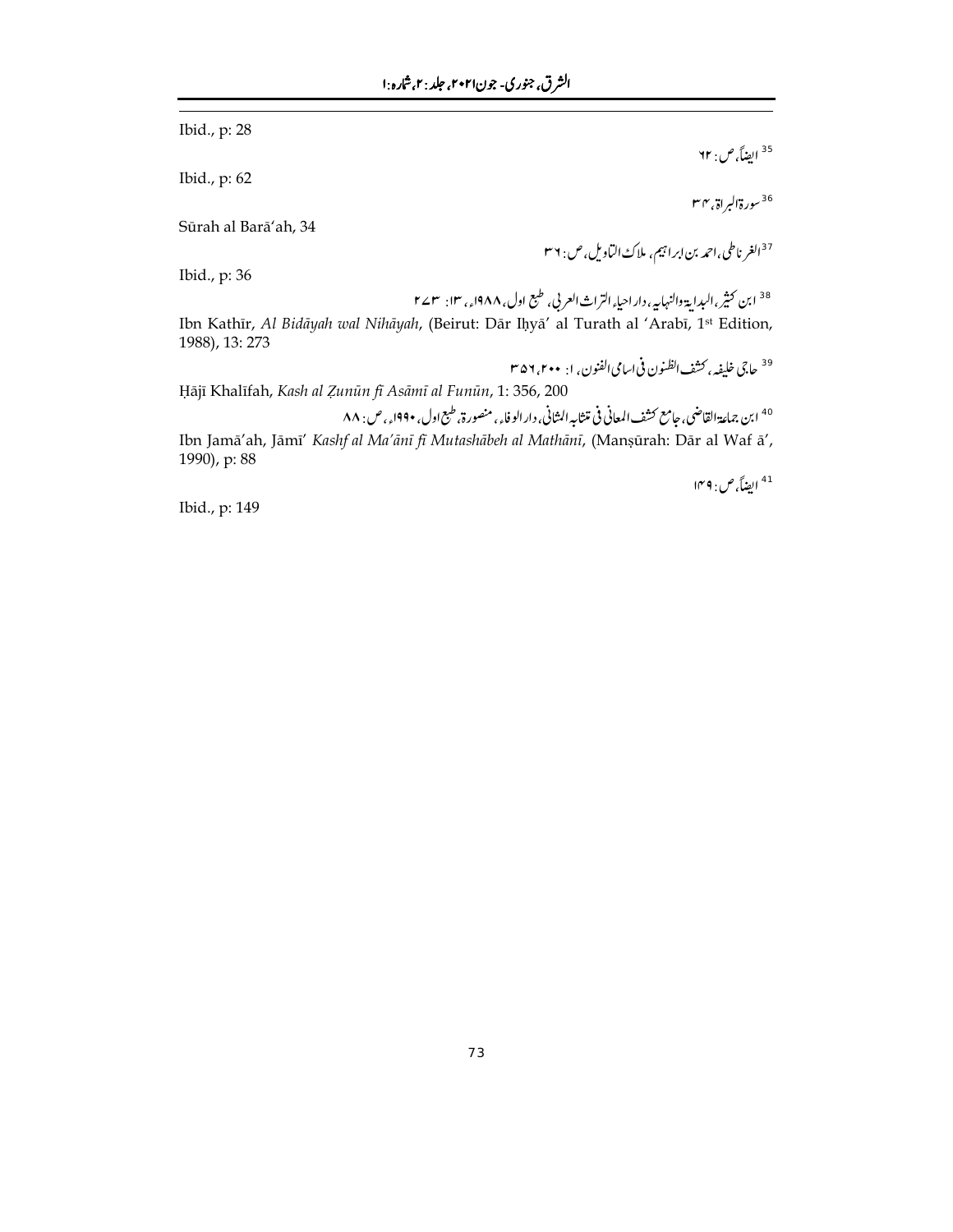Ibid., p: 28

[35] ایضاً، ص: ۶۲

Ibid., p: 62

[36] سورۃ البراۃ، ۳۴

Sūrah al Barā'ah, 34

[37] الغرناطی، احمد بن ابراہیم، ملاک التاویل، ص: ۳۶

Ibid., p: 36

[38] ابن کثیر، البدایۃ والنہایہ، دار احیاء التراث العربی، طبع اول، ۱۹۸۸ء، ۱۳: ۲۷۳

Ibn Kathīr, *Al Bidāyah wal Nihāyah*, (Beirut: Dār Iḥyā' al Turath al 'Arabī, 1st Edition, 1988), 13: 273

[39] حاجی خلیفہ، کشف الظنون فی اسامی الفنون، ۱: ۲۰۰، ۳۵۶

Ḥājī Khalīfah, *Kash al Ẓunūn fī Asāmī al Funūn*, 1: 356, 200

[40] ابن جماعۃ القاضی، جامع کشف المعانی فی تشابہ المثانی، دار الوفاء، منصورۃ، طبع اول، ۱۹۹۰ء، ص: ۸۸

Ibn Jamā'ah, Jāmī' *Kashf al Ma'ānī fī Mutashābeh al Mathānī*, (Manṣūrah: Dār al Waf ā', 1990), p: 88

[41] ایضاً، ص: ۱۴۹

Ibid., p: 149